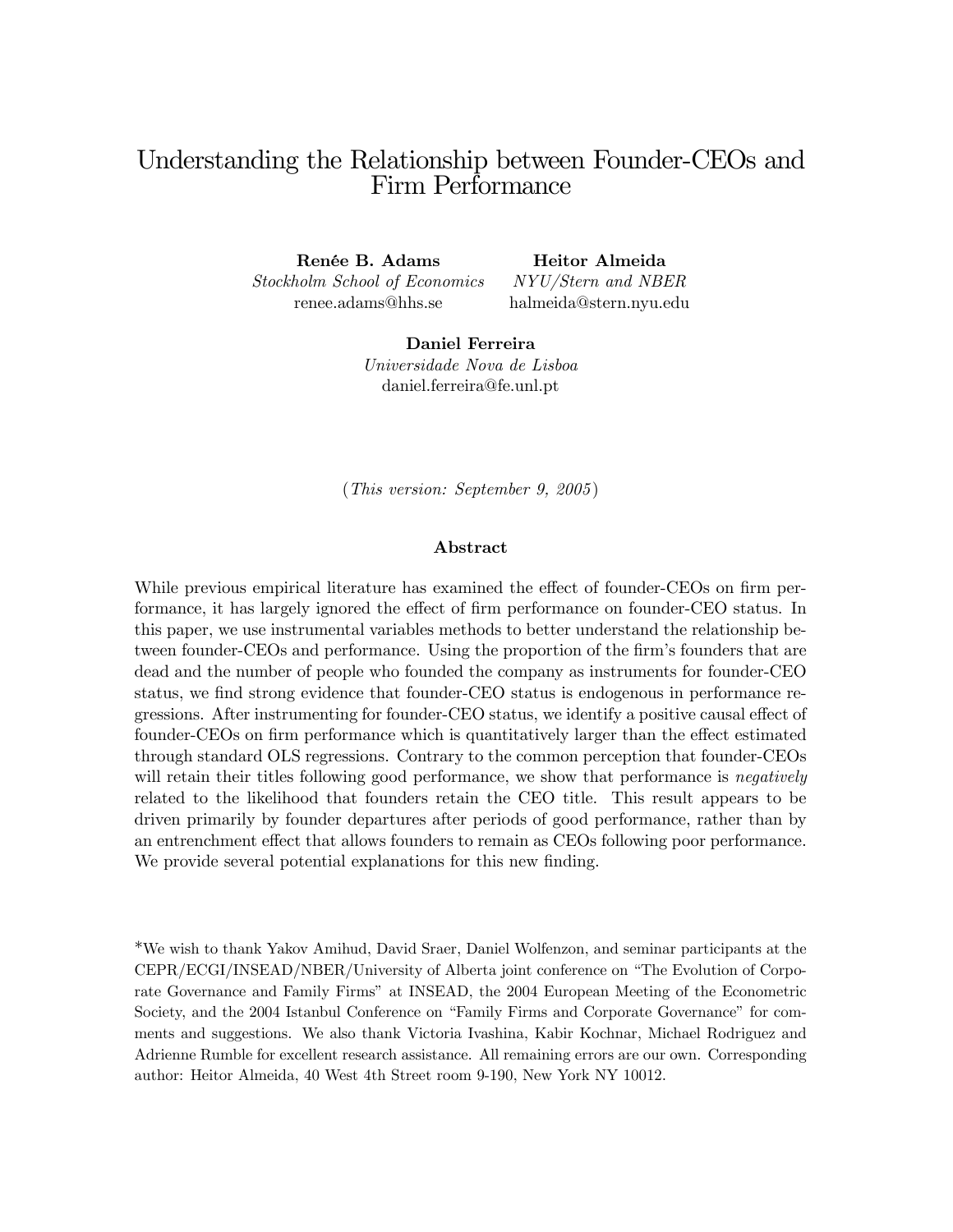# Understanding the Relationship between Founder-CEOs and Firm Performance

**Renée B. Adams**
*Stockholm School of Economics*
renee.adams@hhs.se

**Heitor Almeida**
*NYU/Stern and NBER*
halmeida@stern.nyu.edu

**Daniel Ferreira**
*Universidade Nova de Lisboa*
daniel.ferreira@fe.unl.pt

(*This version: September 9, 2005*)

### Abstract

While previous empirical literature has examined the effect of founder-CEOs on firm performance, it has largely ignored the effect of firm performance on founder-CEO status. In this paper, we use instrumental variables methods to better understand the relationship between founder-CEOs and performance. Using the proportion of the firm's founders that are dead and the number of people who founded the company as instruments for founder-CEO status, we find strong evidence that founder-CEO status is endogenous in performance regressions. After instrumenting for founder-CEO status, we identify a positive causal effect of founder-CEOs on firm performance which is quantitatively larger than the effect estimated through standard OLS regressions. Contrary to the common perception that founder-CEOs will retain their titles following good performance, we show that performance is *negatively* related to the likelihood that founders retain the CEO title. This result appears to be driven primarily by founder departures after periods of good performance, rather than by an entrenchment effect that allows founders to remain as CEOs following poor performance. We provide several potential explanations for this new finding.

*We wish to thank Yakov Amihud, David Sraer, Daniel Wolfenzon, and seminar participants at the CEPR/ECGI/INSEAD/NBER/University of Alberta joint conference on "The Evolution of Corporate Governance and Family Firms" at INSEAD, the 2004 European Meeting of the Econometric Society, and the 2004 Istanbul Conference on "Family Firms and Corporate Governance" for comments and suggestions. We also thank Victoria Ivashina, Kabir Kochnar, Michael Rodriguez and Adrienne Rumble for excellent research assistance. All remaining errors are our own. Corresponding author: Heitor Almeida, 40 West 4th Street room 9-190, New York NY 10012.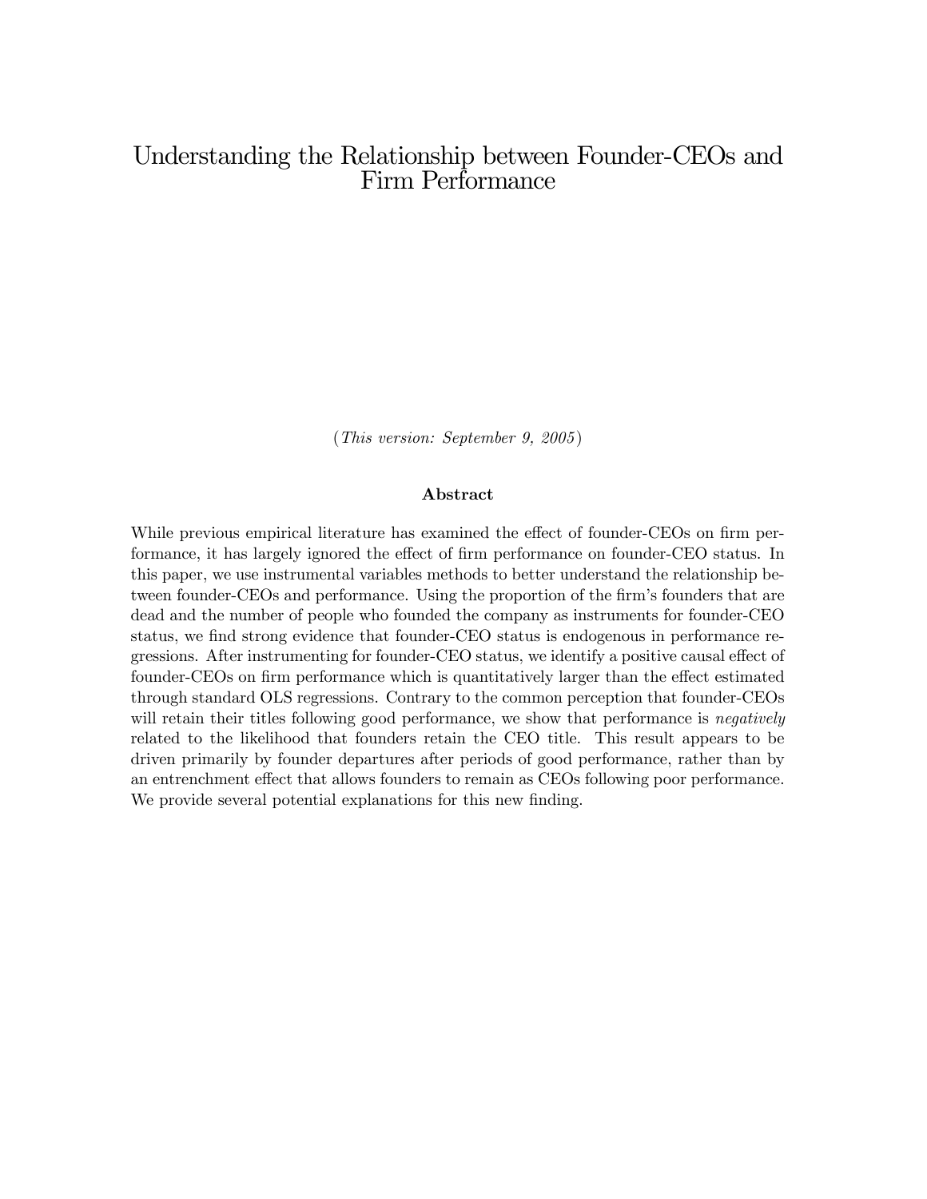# Understanding the Relationship between Founder-CEOs and Firm Performance

(*This version: September 9, 2005*)

**Abstract**

While previous empirical literature has examined the effect of founder-CEOs on firm performance, it has largely ignored the effect of firm performance on founder-CEO status. In this paper, we use instrumental variables methods to better understand the relationship between founder-CEOs and performance. Using the proportion of the firm's founders that are dead and the number of people who founded the company as instruments for founder-CEO status, we find strong evidence that founder-CEO status is endogenous in performance regressions. After instrumenting for founder-CEO status, we identify a positive causal effect of founder-CEOs on firm performance which is quantitatively larger than the effect estimated through standard OLS regressions. Contrary to the common perception that founder-CEOs will retain their titles following good performance, we show that performance is *negatively* related to the likelihood that founders retain the CEO title. This result appears to be driven primarily by founder departures after periods of good performance, rather than by an entrenchment effect that allows founders to remain as CEOs following poor performance. We provide several potential explanations for this new finding.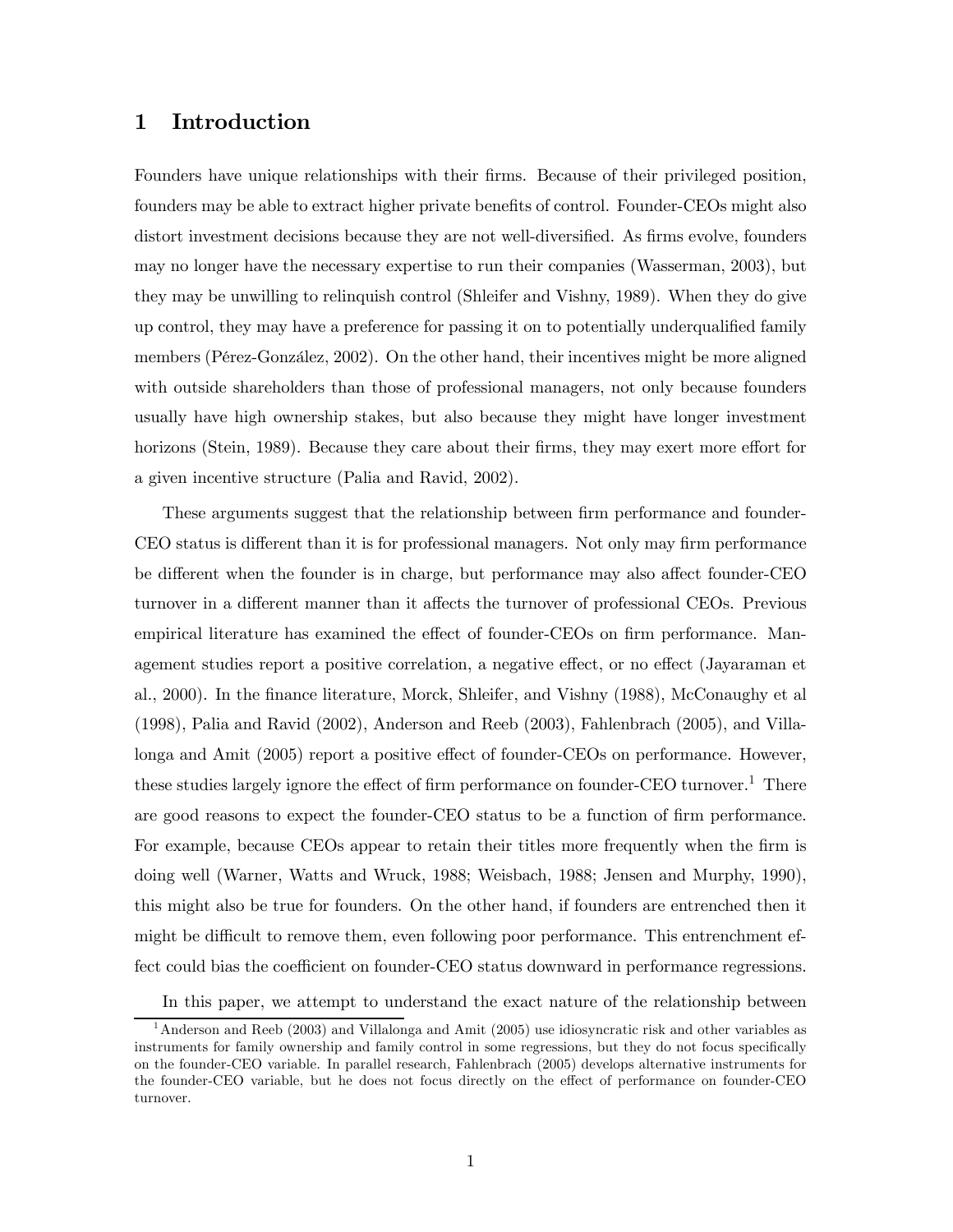# 1 Introduction

Founders have unique relationships with their firms. Because of their privileged position, founders may be able to extract higher private benefits of control. Founder-CEOs might also distort investment decisions because they are not well-diversified. As firms evolve, founders may no longer have the necessary expertise to run their companies (Wasserman, 2003), but they may be unwilling to relinquish control (Shleifer and Vishny, 1989). When they do give up control, they may have a preference for passing it on to potentially underqualified family members (Pérez-González, 2002). On the other hand, their incentives might be more aligned with outside shareholders than those of professional managers, not only because founders usually have high ownership stakes, but also because they might have longer investment horizons (Stein, 1989). Because they care about their firms, they may exert more effort for a given incentive structure (Palia and Ravid, 2002).

These arguments suggest that the relationship between firm performance and founder-CEO status is different than it is for professional managers. Not only may firm performance be different when the founder is in charge, but performance may also affect founder-CEO turnover in a different manner than it affects the turnover of professional CEOs. Previous empirical literature has examined the effect of founder-CEOs on firm performance. Management studies report a positive correlation, a negative effect, or no effect (Jayaraman et al., 2000). In the finance literature, Morck, Shleifer, and Vishny (1988), McConaughy et al (1998), Palia and Ravid (2002), Anderson and Reeb (2003), Fahlenbrach (2005), and Villalonga and Amit (2005) report a positive effect of founder-CEOs on performance. However, these studies largely ignore the effect of firm performance on founder-CEO turnover.[1] There are good reasons to expect the founder-CEO status to be a function of firm performance. For example, because CEOs appear to retain their titles more frequently when the firm is doing well (Warner, Watts and Wruck, 1988; Weisbach, 1988; Jensen and Murphy, 1990), this might also be true for founders. On the other hand, if founders are entrenched then it might be difficult to remove them, even following poor performance. This entrenchment effect could bias the coefficient on founder-CEO status downward in performance regressions.

In this paper, we attempt to understand the exact nature of the relationship between

[1] Anderson and Reeb (2003) and Villalonga and Amit (2005) use idiosyncratic risk and other variables as instruments for family ownership and family control in some regressions, but they do not focus specifically on the founder-CEO variable. In parallel research, Fahlenbrach (2005) develops alternative instruments for the founder-CEO variable, but he does not focus directly on the effect of performance on founder-CEO turnover.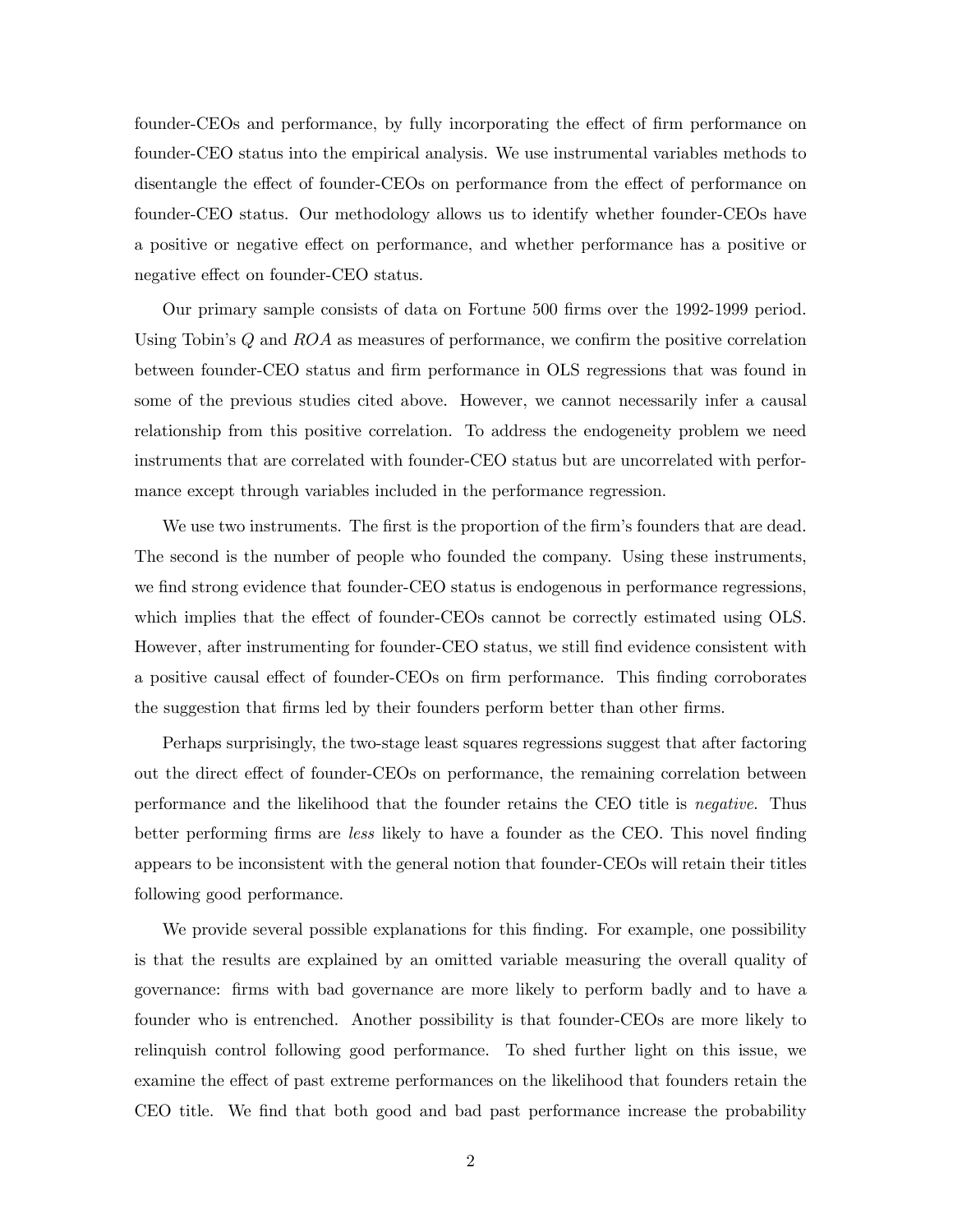founder-CEOs and performance, by fully incorporating the effect of firm performance on founder-CEO status into the empirical analysis. We use instrumental variables methods to disentangle the effect of founder-CEOs on performance from the effect of performance on founder-CEO status. Our methodology allows us to identify whether founder-CEOs have a positive or negative effect on performance, and whether performance has a positive or negative effect on founder-CEO status.

Our primary sample consists of data on Fortune 500 firms over the 1992-1999 period. Using Tobin's $Q$ and $ROA$ as measures of performance, we confirm the positive correlation between founder-CEO status and firm performance in OLS regressions that was found in some of the previous studies cited above. However, we cannot necessarily infer a causal relationship from this positive correlation. To address the endogeneity problem we need instruments that are correlated with founder-CEO status but are uncorrelated with performance except through variables included in the performance regression.

We use two instruments. The first is the proportion of the firm's founders that are dead. The second is the number of people who founded the company. Using these instruments, we find strong evidence that founder-CEO status is endogenous in performance regressions, which implies that the effect of founder-CEOs cannot be correctly estimated using OLS. However, after instrumenting for founder-CEO status, we still find evidence consistent with a positive causal effect of founder-CEOs on firm performance. This finding corroborates the suggestion that firms led by their founders perform better than other firms.

Perhaps surprisingly, the two-stage least squares regressions suggest that after factoring out the direct effect of founder-CEOs on performance, the remaining correlation between performance and the likelihood that the founder retains the CEO title is *negative*. Thus better performing firms are *less* likely to have a founder as the CEO. This novel finding appears to be inconsistent with the general notion that founder-CEOs will retain their titles following good performance.

We provide several possible explanations for this finding. For example, one possibility is that the results are explained by an omitted variable measuring the overall quality of governance: firms with bad governance are more likely to perform badly and to have a founder who is entrenched. Another possibility is that founder-CEOs are more likely to relinquish control following good performance. To shed further light on this issue, we examine the effect of past extreme performances on the likelihood that founders retain the CEO title. We find that both good and bad past performance increase the probability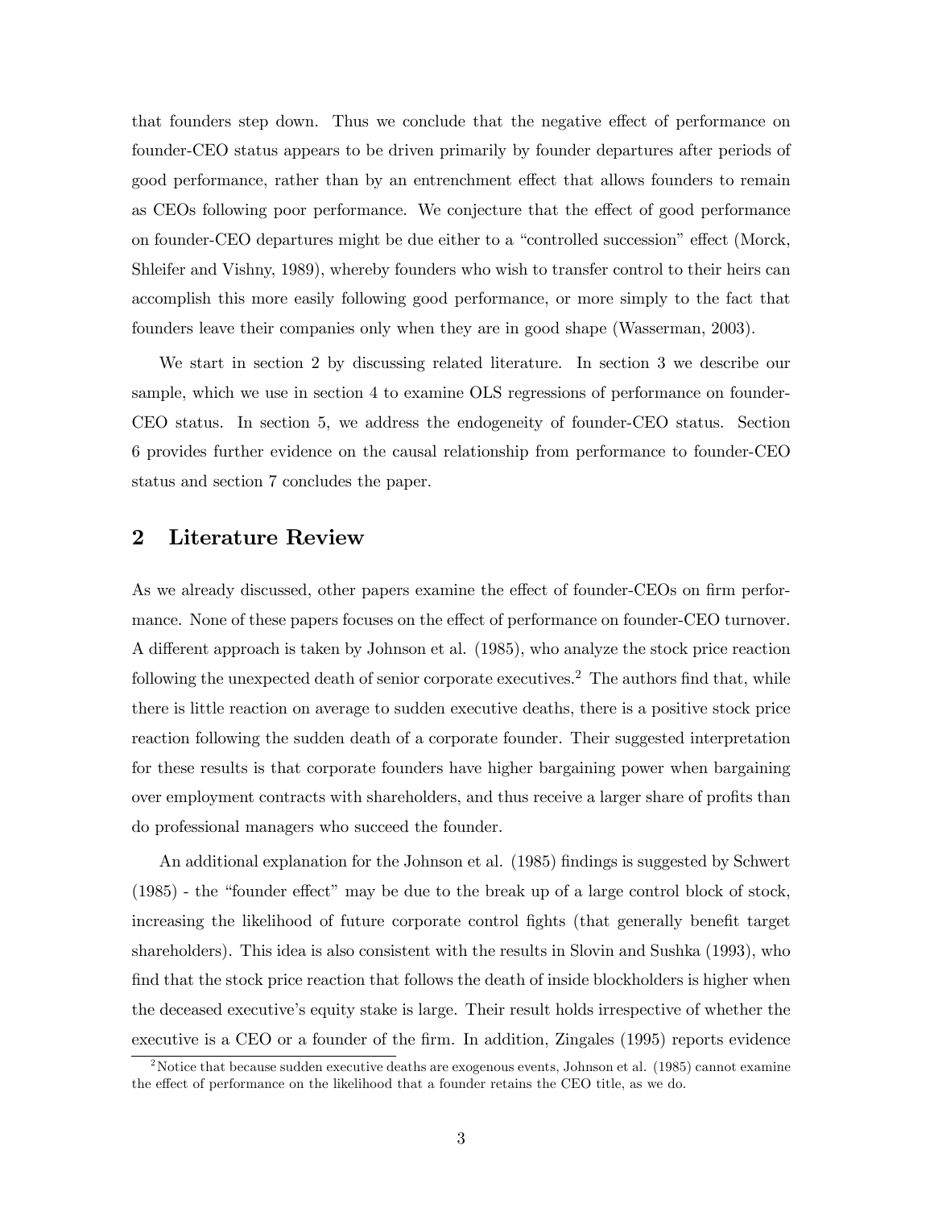that founders step down. Thus we conclude that the negative effect of performance on founder-CEO status appears to be driven primarily by founder departures after periods of good performance, rather than by an entrenchment effect that allows founders to remain as CEOs following poor performance. We conjecture that the effect of good performance on founder-CEO departures might be due either to a "controlled succession" effect (Morck, Shleifer and Vishny, 1989), whereby founders who wish to transfer control to their heirs can accomplish this more easily following good performance, or more simply to the fact that founders leave their companies only when they are in good shape (Wasserman, 2003).

We start in section 2 by discussing related literature. In section 3 we describe our sample, which we use in section 4 to examine OLS regressions of performance on founder-CEO status. In section 5, we address the endogeneity of founder-CEO status. Section 6 provides further evidence on the causal relationship from performance to founder-CEO status and section 7 concludes the paper.

## 2 Literature Review

As we already discussed, other papers examine the effect of founder-CEOs on firm performance. None of these papers focuses on the effect of performance on founder-CEO turnover. A different approach is taken by Johnson et al. (1985), who analyze the stock price reaction following the unexpected death of senior corporate executives.[2] The authors find that, while there is little reaction on average to sudden executive deaths, there is a positive stock price reaction following the sudden death of a corporate founder. Their suggested interpretation for these results is that corporate founders have higher bargaining power when bargaining over employment contracts with shareholders, and thus receive a larger share of profits than do professional managers who succeed the founder.

An additional explanation for the Johnson et al. (1985) findings is suggested by Schwert (1985) - the "founder effect" may be due to the break up of a large control block of stock, increasing the likelihood of future corporate control fights (that generally benefit target shareholders). This idea is also consistent with the results in Slovin and Sushka (1993), who find that the stock price reaction that follows the death of inside blockholders is higher when the deceased executive's equity stake is large. Their result holds irrespective of whether the executive is a CEO or a founder of the firm. In addition, Zingales (1995) reports evidence

[2] Notice that because sudden executive deaths are exogenous events, Johnson et al. (1985) cannot examine the effect of performance on the likelihood that a founder retains the CEO title, as we do.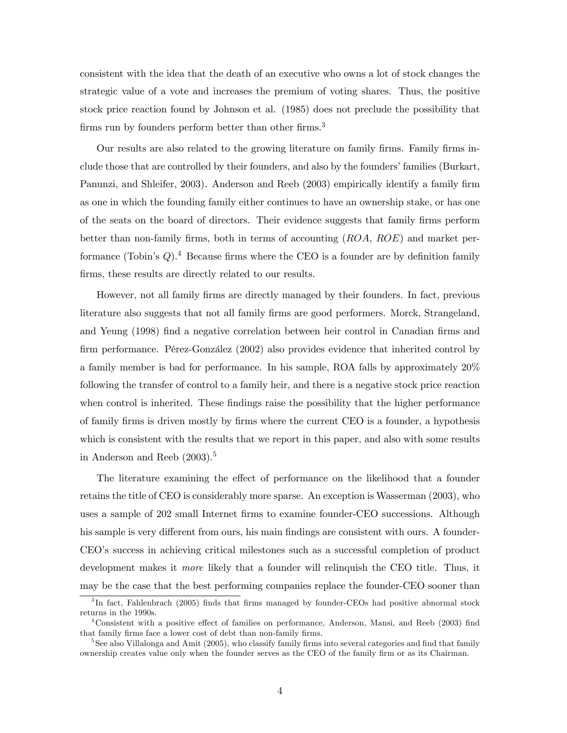consistent with the idea that the death of an executive who owns a lot of stock changes the strategic value of a vote and increases the premium of voting shares. Thus, the positive stock price reaction found by Johnson et al. (1985) does not preclude the possibility that firms run by founders perform better than other firms.[3]

Our results are also related to the growing literature on family firms. Family firms include those that are controlled by their founders, and also by the founders' families (Burkart, Panunzi, and Shleifer, 2003). Anderson and Reeb (2003) empirically identify a family firm as one in which the founding family either continues to have an ownership stake, or has one of the seats on the board of directors. Their evidence suggests that family firms perform better than non-family firms, both in terms of accounting ($ROA$, $ROE$) and market performance (Tobin's $Q$).[4] Because firms where the CEO is a founder are by definition family firms, these results are directly related to our results.

However, not all family firms are directly managed by their founders. In fact, previous literature also suggests that not all family firms are good performers. Morck, Strangeland, and Yeung (1998) find a negative correlation between heir control in Canadian firms and firm performance. Pérez-González (2002) also provides evidence that inherited control by a family member is bad for performance. In his sample, ROA falls by approximately 20% following the transfer of control to a family heir, and there is a negative stock price reaction when control is inherited. These findings raise the possibility that the higher performance of family firms is driven mostly by firms where the current CEO is a founder, a hypothesis which is consistent with the results that we report in this paper, and also with some results in Anderson and Reeb (2003).[5]

The literature examining the effect of performance on the likelihood that a founder retains the title of CEO is considerably more sparse. An exception is Wasserman (2003), who uses a sample of 202 small Internet firms to examine founder-CEO successions. Although his sample is very different from ours, his main findings are consistent with ours. A founder-CEO's success in achieving critical milestones such as a successful completion of product development makes it *more* likely that a founder will relinquish the CEO title. Thus, it may be the case that the best performing companies replace the founder-CEO sooner than

[3] In fact, Fahlenbrach (2005) finds that firms managed by founder-CEOs had positive abnormal stock returns in the 1990s.

[4] Consistent with a positive effect of families on performance, Anderson, Mansi, and Reeb (2003) find that family firms face a lower cost of debt than non-family firms.

[5] See also Villalonga and Amit (2005), who classify family firms into several categories and find that family ownership creates value only when the founder serves as the CEO of the family firm or as its Chairman.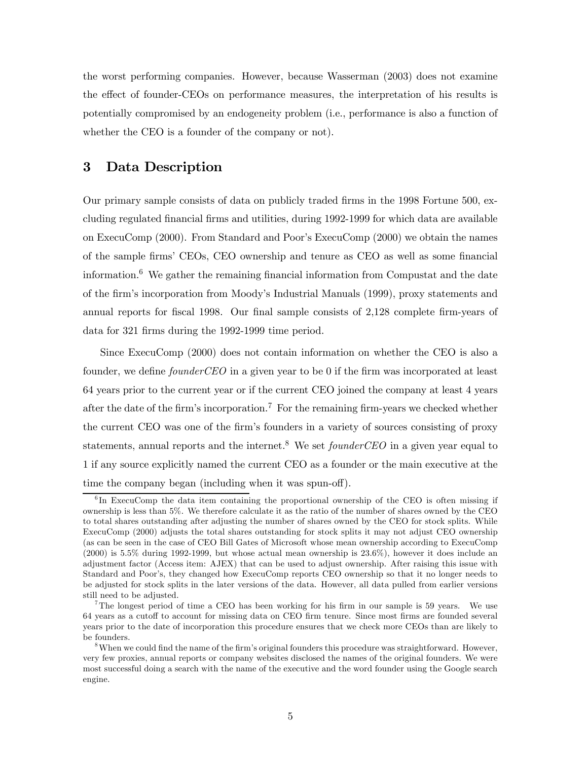the worst performing companies. However, because Wasserman (2003) does not examine the effect of founder-CEOs on performance measures, the interpretation of his results is potentially compromised by an endogeneity problem (i.e., performance is also a function of whether the CEO is a founder of the company or not).

## 3 Data Description

Our primary sample consists of data on publicly traded firms in the 1998 Fortune 500, excluding regulated financial firms and utilities, during 1992-1999 for which data are available on ExecuComp (2000). From Standard and Poor's ExecuComp (2000) we obtain the names of the sample firms' CEOs, CEO ownership and tenure as CEO as well as some financial information.[6] We gather the remaining financial information from Compustat and the date of the firm's incorporation from Moody's Industrial Manuals (1999), proxy statements and annual reports for fiscal 1998. Our final sample consists of 2,128 complete firm-years of data for 321 firms during the 1992-1999 time period.

Since ExecuComp (2000) does not contain information on whether the CEO is also a founder, we define *founderCEO* in a given year to be 0 if the firm was incorporated at least 64 years prior to the current year or if the current CEO joined the company at least 4 years after the date of the firm's incorporation.[7] For the remaining firm-years we checked whether the current CEO was one of the firm's founders in a variety of sources consisting of proxy statements, annual reports and the internet.[8] We set *founderCEO* in a given year equal to 1 if any source explicitly named the current CEO as a founder or the main executive at the time the company began (including when it was spun-off).

[6] In ExecuComp the data item containing the proportional ownership of the CEO is often missing if ownership is less than 5%. We therefore calculate it as the ratio of the number of shares owned by the CEO to total shares outstanding after adjusting the number of shares owned by the CEO for stock splits. While ExecuComp (2000) adjusts the total shares outstanding for stock splits it may not adjust CEO ownership (as can be seen in the case of CEO Bill Gates of Microsoft whose mean ownership according to ExecuComp (2000) is 5.5% during 1992-1999, but whose actual mean ownership is 23.6%), however it does include an adjustment factor (Access item: AJEX) that can be used to adjust ownership. After raising this issue with Standard and Poor's, they changed how ExecuComp reports CEO ownership so that it no longer needs to be adjusted for stock splits in the later versions of the data. However, all data pulled from earlier versions still need to be adjusted.

[7] The longest period of time a CEO has been working for his firm in our sample is 59 years. We use 64 years as a cutoff to account for missing data on CEO firm tenure. Since most firms are founded several years prior to the date of incorporation this procedure ensures that we check more CEOs than are likely to be founders.

[8] When we could find the name of the firm's original founders this procedure was straightforward. However, very few proxies, annual reports or company websites disclosed the names of the original founders. We were most successful doing a search with the name of the executive and the word founder using the Google search engine.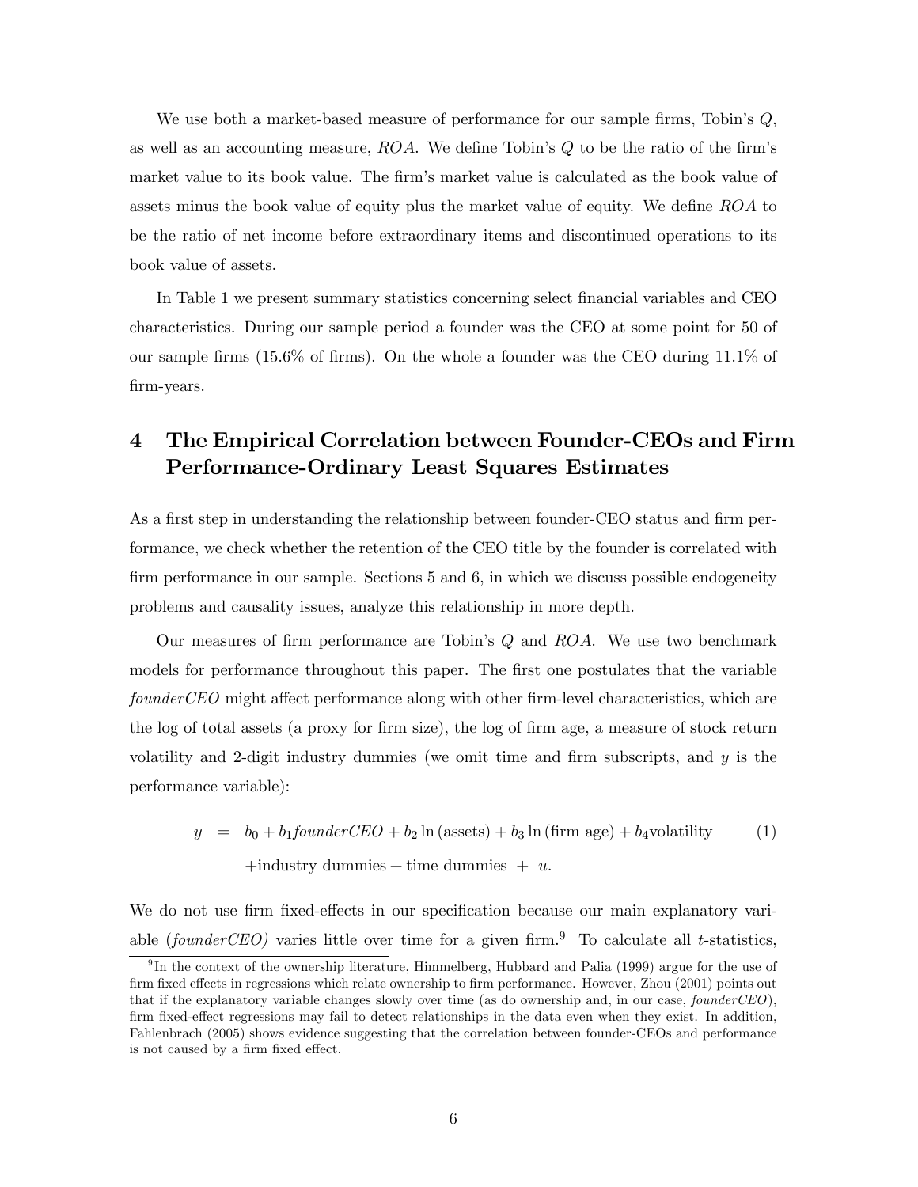We use both a market-based measure of performance for our sample firms, Tobin's $Q$, as well as an accounting measure, $ROA$. We define Tobin's $Q$ to be the ratio of the firm's market value to its book value. The firm's market value is calculated as the book value of assets minus the book value of equity plus the market value of equity. We define $ROA$ to be the ratio of net income before extraordinary items and discontinued operations to its book value of assets.

In Table 1 we present summary statistics concerning select financial variables and CEO characteristics. During our sample period a founder was the CEO at some point for 50 of our sample firms (15.6% of firms). On the whole a founder was the CEO during 11.1% of firm-years.

# 4 The Empirical Correlation between Founder-CEOs and Firm Performance-Ordinary Least Squares Estimates

As a first step in understanding the relationship between founder-CEO status and firm performance, we check whether the retention of the CEO title by the founder is correlated with firm performance in our sample. Sections 5 and 6, in which we discuss possible endogeneity problems and causality issues, analyze this relationship in more depth.

Our measures of firm performance are Tobin's $Q$ and $ROA$. We use two benchmark models for performance throughout this paper. The first one postulates that the variable *founderCEO* might affect performance along with other firm-level characteristics, which are the log of total assets (a proxy for firm size), the log of firm age, a measure of stock return volatility and 2-digit industry dummies (we omit time and firm subscripts, and $y$ is the performance variable):

$$\begin{aligned} y &= b_0 + b_1 founderCEO + b_2 \ln(\text{assets}) + b_3 \ln(\text{firm age}) + b_4 \text{volatility} \\ &\quad + \text{industry dummies} + \text{time dummies} + u. \end{aligned} \tag{1}$$

We do not use firm fixed-effects in our specification because our main explanatory variable (*founderCEO)* varies little over time for a given firm.[9] To calculate all $t$-statistics,

[9] In the context of the ownership literature, Himmelberg, Hubbard and Palia (1999) argue for the use of firm fixed effects in regressions which relate ownership to firm performance. However, Zhou (2001) points out that if the explanatory variable changes slowly over time (as do ownership and, in our case, *founderCEO*), firm fixed-effect regressions may fail to detect relationships in the data even when they exist. In addition, Fahlenbrach (2005) shows evidence suggesting that the correlation between founder-CEOs and performance is not caused by a firm fixed effect.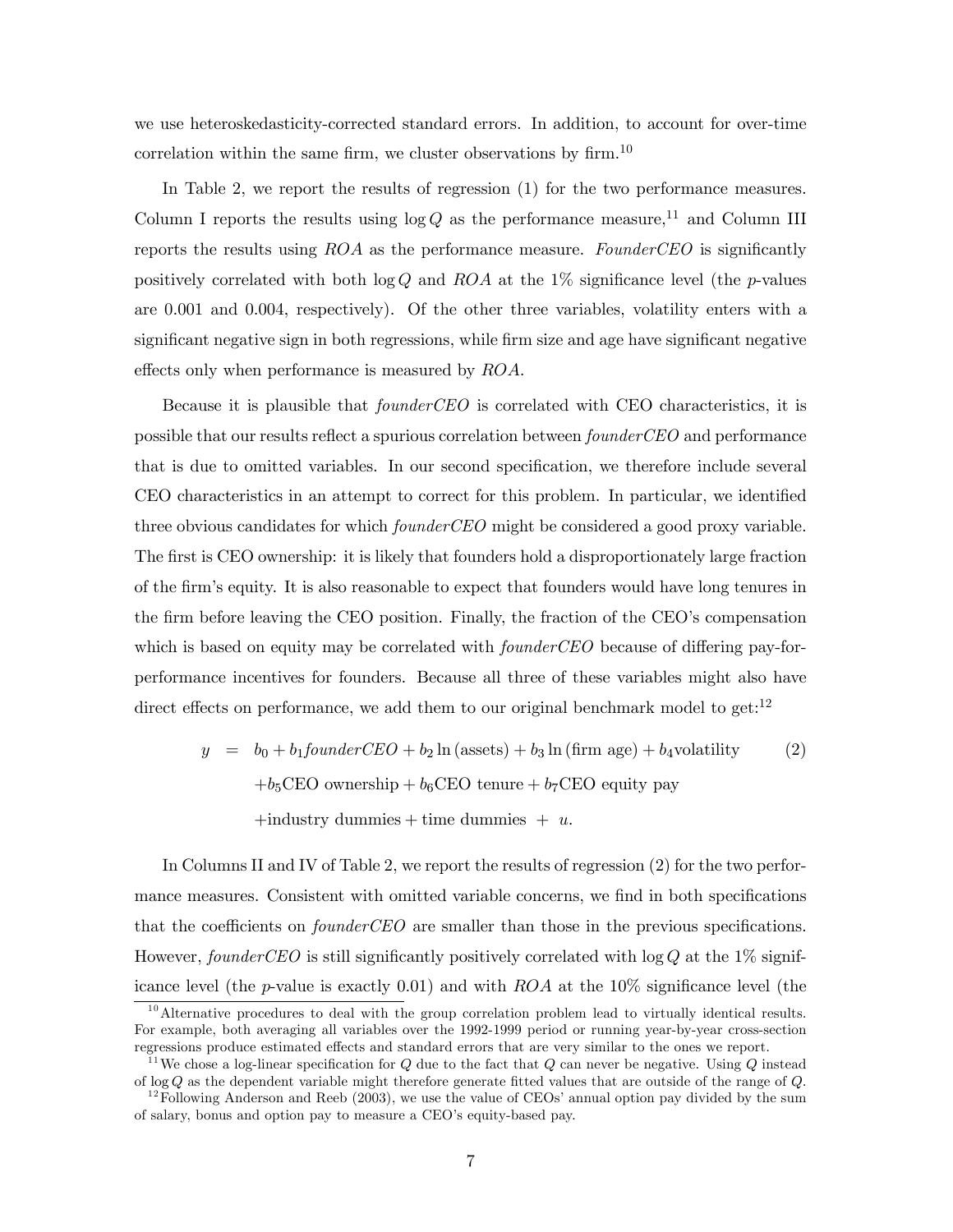we use heteroskedasticity-corrected standard errors. In addition, to account for over-time correlation within the same firm, we cluster observations by firm.[10]

In Table 2, we report the results of regression (1) for the two performance measures. Column I reports the results using $\log Q$ as the performance measure,[11] and Column III reports the results using *ROA* as the performance measure. *FounderCEO* is significantly positively correlated with both $\log Q$ and *ROA* at the 1% significance level (the *p*-values are 0.001 and 0.004, respectively). Of the other three variables, volatility enters with a significant negative sign in both regressions, while firm size and age have significant negative effects only when performance is measured by *ROA*.

Because it is plausible that *founderCEO* is correlated with CEO characteristics, it is possible that our results reflect a spurious correlation between *founderCEO* and performance that is due to omitted variables. In our second specification, we therefore include several CEO characteristics in an attempt to correct for this problem. In particular, we identified three obvious candidates for which *founderCEO* might be considered a good proxy variable. The first is CEO ownership: it is likely that founders hold a disproportionately large fraction of the firm's equity. It is also reasonable to expect that founders would have long tenures in the firm before leaving the CEO position. Finally, the fraction of the CEO's compensation which is based on equity may be correlated with *founderCEO* because of differing pay-for-performance incentives for founders. Because all three of these variables might also have direct effects on performance, we add them to our original benchmark model to get:[12]

$$
\begin{aligned}
y \quad = \quad & b_0 + b_1 founderCEO + b_2 \ln(\text{assets}) + b_3 \ln(\text{firm age}) + b_4 \text{volatility} \qquad (2) \\
& + b_5 \text{CEO ownership} + b_6 \text{CEO tenure} + b_7 \text{CEO equity pay} \\
& + \text{industry dummies} + \text{time dummies} \; + \; u.
\end{aligned}
$$

In Columns II and IV of Table 2, we report the results of regression (2) for the two performance measures. Consistent with omitted variable concerns, we find in both specifications that the coefficients on *founderCEO* are smaller than those in the previous specifications. However, *founderCEO* is still significantly positively correlated with $\log Q$ at the 1% significance level (the *p*-value is exactly 0.01) and with *ROA* at the 10% significance level (the

[10] Alternative procedures to deal with the group correlation problem lead to virtually identical results. For example, both averaging all variables over the 1992-1999 period or running year-by-year cross-section regressions produce estimated effects and standard errors that are very similar to the ones we report.

[11] We chose a log-linear specification for $Q$ due to the fact that $Q$ can never be negative. Using $Q$ instead of $\log Q$ as the dependent variable might therefore generate fitted values that are outside of the range of $Q$.

[12] Following Anderson and Reeb (2003), we use the value of CEOs' annual option pay divided by the sum of salary, bonus and option pay to measure a CEO's equity-based pay.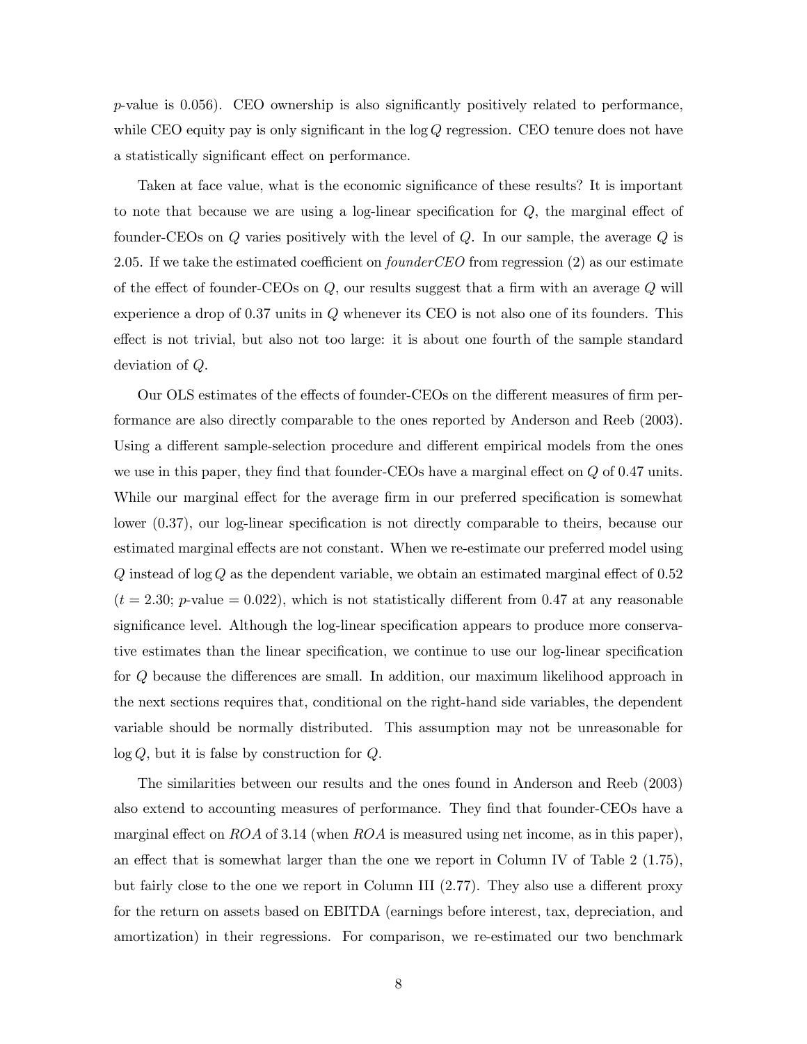$p$-value is 0.056). CEO ownership is also significantly positively related to performance, while CEO equity pay is only significant in the $\log Q$ regression. CEO tenure does not have a statistically significant effect on performance.

Taken at face value, what is the economic significance of these results? It is important to note that because we are using a log-linear specification for $Q$, the marginal effect of founder-CEOs on $Q$ varies positively with the level of $Q$. In our sample, the average $Q$ is 2.05. If we take the estimated coefficient on *founderCEO* from regression (2) as our estimate of the effect of founder-CEOs on $Q$, our results suggest that a firm with an average $Q$ will experience a drop of 0.37 units in $Q$ whenever its CEO is not also one of its founders. This effect is not trivial, but also not too large: it is about one fourth of the sample standard deviation of $Q$.

Our OLS estimates of the effects of founder-CEOs on the different measures of firm performance are also directly comparable to the ones reported by Anderson and Reeb (2003). Using a different sample-selection procedure and different empirical models from the ones we use in this paper, they find that founder-CEOs have a marginal effect on $Q$ of 0.47 units. While our marginal effect for the average firm in our preferred specification is somewhat lower (0.37), our log-linear specification is not directly comparable to theirs, because our estimated marginal effects are not constant. When we re-estimate our preferred model using $Q$ instead of $\log Q$ as the dependent variable, we obtain an estimated marginal effect of 0.52 ($t = 2.30$; $p$-value $= 0.022$), which is not statistically different from 0.47 at any reasonable significance level. Although the log-linear specification appears to produce more conservative estimates than the linear specification, we continue to use our log-linear specification for $Q$ because the differences are small. In addition, our maximum likelihood approach in the next sections requires that, conditional on the right-hand side variables, the dependent variable should be normally distributed. This assumption may not be unreasonable for $\log Q$, but it is false by construction for $Q$.

The similarities between our results and the ones found in Anderson and Reeb (2003) also extend to accounting measures of performance. They find that founder-CEOs have a marginal effect on $ROA$ of 3.14 (when $ROA$ is measured using net income, as in this paper), an effect that is somewhat larger than the one we report in Column IV of Table 2 (1.75), but fairly close to the one we report in Column III (2.77). They also use a different proxy for the return on assets based on EBITDA (earnings before interest, tax, depreciation, and amortization) in their regressions. For comparison, we re-estimated our two benchmark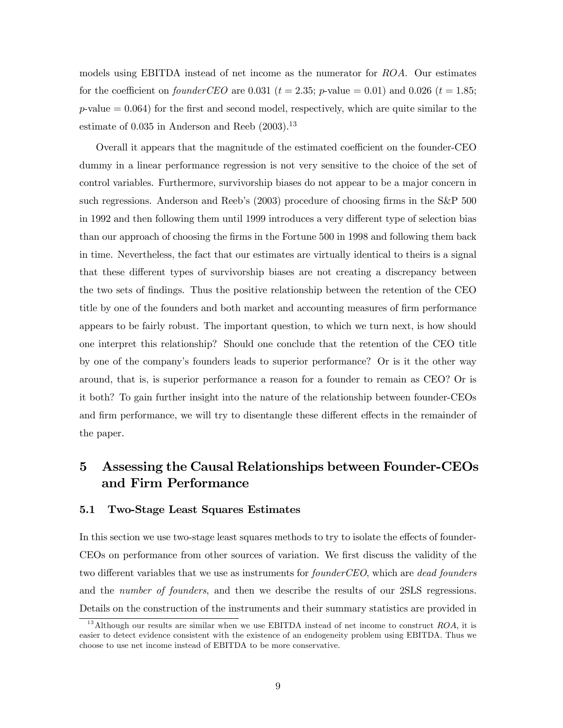models using EBITDA instead of net income as the numerator for *ROA*. Our estimates for the coefficient on *founderCEO* are 0.031 ($t = 2.35$; $p$-value $= 0.01$) and 0.026 ($t = 1.85$; $p$-value $= 0.064$) for the first and second model, respectively, which are quite similar to the estimate of 0.035 in Anderson and Reeb (2003).[13]

Overall it appears that the magnitude of the estimated coefficient on the founder-CEO dummy in a linear performance regression is not very sensitive to the choice of the set of control variables. Furthermore, survivorship biases do not appear to be a major concern in such regressions. Anderson and Reeb's (2003) procedure of choosing firms in the S&P 500 in 1992 and then following them until 1999 introduces a very different type of selection bias than our approach of choosing the firms in the Fortune 500 in 1998 and following them back in time. Nevertheless, the fact that our estimates are virtually identical to theirs is a signal that these different types of survivorship biases are not creating a discrepancy between the two sets of findings. Thus the positive relationship between the retention of the CEO title by one of the founders and both market and accounting measures of firm performance appears to be fairly robust. The important question, to which we turn next, is how should one interpret this relationship? Should one conclude that the retention of the CEO title by one of the company's founders leads to superior performance? Or is it the other way around, that is, is superior performance a reason for a founder to remain as CEO? Or is it both? To gain further insight into the nature of the relationship between founder-CEOs and firm performance, we will try to disentangle these different effects in the remainder of the paper.

# 5 Assessing the Causal Relationships between Founder-CEOs and Firm Performance

## 5.1 Two-Stage Least Squares Estimates

In this section we use two-stage least squares methods to try to isolate the effects of founder-CEOs on performance from other sources of variation. We first discuss the validity of the two different variables that we use as instruments for *founderCEO*, which are *dead founders* and the *number of founders*, and then we describe the results of our 2SLS regressions. Details on the construction of the instruments and their summary statistics are provided in

[13] Although our results are similar when we use EBITDA instead of net income to construct *ROA*, it is easier to detect evidence consistent with the existence of an endogeneity problem using EBITDA. Thus we choose to use net income instead of EBITDA to be more conservative.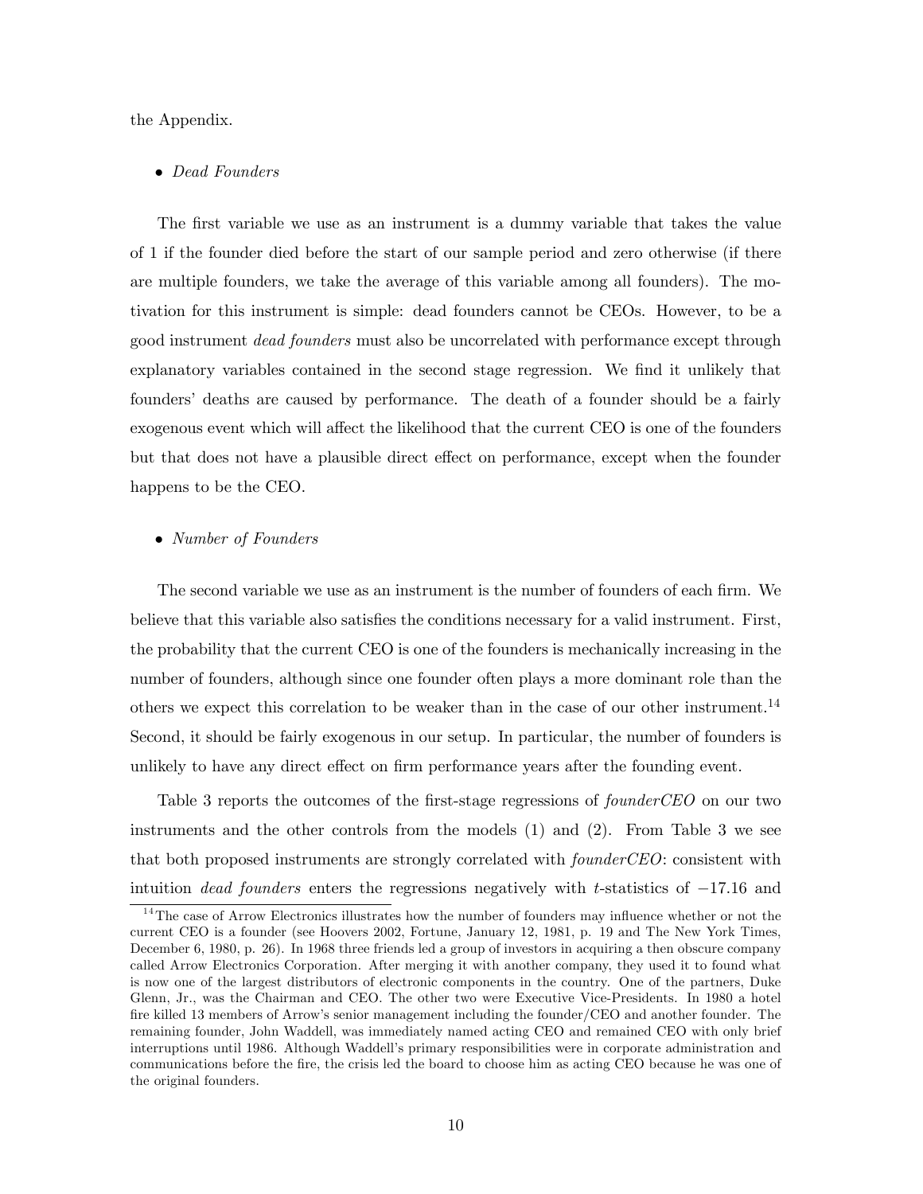the Appendix.

- *Dead Founders*

The first variable we use as an instrument is a dummy variable that takes the value of 1 if the founder died before the start of our sample period and zero otherwise (if there are multiple founders, we take the average of this variable among all founders). The motivation for this instrument is simple: dead founders cannot be CEOs. However, to be a good instrument *dead founders* must also be uncorrelated with performance except through explanatory variables contained in the second stage regression. We find it unlikely that founders' deaths are caused by performance. The death of a founder should be a fairly exogenous event which will affect the likelihood that the current CEO is one of the founders but that does not have a plausible direct effect on performance, except when the founder happens to be the CEO.

- *Number of Founders*

The second variable we use as an instrument is the number of founders of each firm. We believe that this variable also satisfies the conditions necessary for a valid instrument. First, the probability that the current CEO is one of the founders is mechanically increasing in the number of founders, although since one founder often plays a more dominant role than the others we expect this correlation to be weaker than in the case of our other instrument.[14] Second, it should be fairly exogenous in our setup. In particular, the number of founders is unlikely to have any direct effect on firm performance years after the founding event.

Table 3 reports the outcomes of the first-stage regressions of *founderCEO* on our two instruments and the other controls from the models (1) and (2). From Table 3 we see that both proposed instruments are strongly correlated with *founderCEO*: consistent with intuition *dead founders* enters the regressions negatively with $t$-statistics of $-17.16$ and

[14] The case of Arrow Electronics illustrates how the number of founders may influence whether or not the current CEO is a founder (see Hoovers 2002, Fortune, January 12, 1981, p. 19 and The New York Times, December 6, 1980, p. 26). In 1968 three friends led a group of investors in acquiring a then obscure company called Arrow Electronics Corporation. After merging it with another company, they used it to found what is now one of the largest distributors of electronic components in the country. One of the partners, Duke Glenn, Jr., was the Chairman and CEO. The other two were Executive Vice-Presidents. In 1980 a hotel fire killed 13 members of Arrow's senior management including the founder/CEO and another founder. The remaining founder, John Waddell, was immediately named acting CEO and remained CEO with only brief interruptions until 1986. Although Waddell's primary responsibilities were in corporate administration and communications before the fire, the crisis led the board to choose him as acting CEO because he was one of the original founders.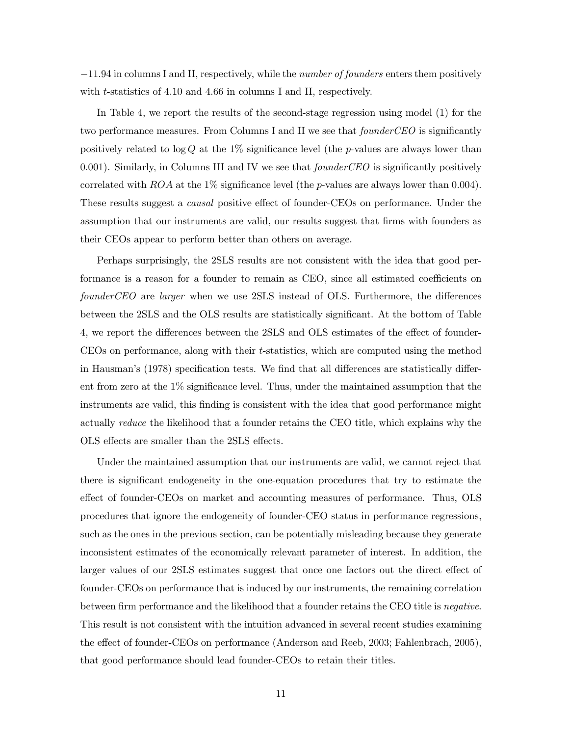−11.94 in columns I and II, respectively, while the *number of founders* enters them positively with $t$-statistics of 4.10 and 4.66 in columns I and II, respectively.

In Table 4, we report the results of the second-stage regression using model (1) for the two performance measures. From Columns I and II we see that *founderCEO* is significantly positively related to $\log Q$ at the 1% significance level (the $p$-values are always lower than 0.001). Similarly, in Columns III and IV we see that *founderCEO* is significantly positively correlated with $ROA$ at the 1% significance level (the $p$-values are always lower than 0.004). These results suggest a *causal* positive effect of founder-CEOs on performance. Under the assumption that our instruments are valid, our results suggest that firms with founders as their CEOs appear to perform better than others on average.

Perhaps surprisingly, the 2SLS results are not consistent with the idea that good performance is a reason for a founder to remain as CEO, since all estimated coefficients on *founderCEO* are *larger* when we use 2SLS instead of OLS. Furthermore, the differences between the 2SLS and the OLS results are statistically significant. At the bottom of Table 4, we report the differences between the 2SLS and OLS estimates of the effect of founder-CEOs on performance, along with their $t$-statistics, which are computed using the method in Hausman's (1978) specification tests. We find that all differences are statistically different from zero at the 1% significance level. Thus, under the maintained assumption that the instruments are valid, this finding is consistent with the idea that good performance might actually *reduce* the likelihood that a founder retains the CEO title, which explains why the OLS effects are smaller than the 2SLS effects.

Under the maintained assumption that our instruments are valid, we cannot reject that there is significant endogeneity in the one-equation procedures that try to estimate the effect of founder-CEOs on market and accounting measures of performance. Thus, OLS procedures that ignore the endogeneity of founder-CEO status in performance regressions, such as the ones in the previous section, can be potentially misleading because they generate inconsistent estimates of the economically relevant parameter of interest. In addition, the larger values of our 2SLS estimates suggest that once one factors out the direct effect of founder-CEOs on performance that is induced by our instruments, the remaining correlation between firm performance and the likelihood that a founder retains the CEO title is *negative*. This result is not consistent with the intuition advanced in several recent studies examining the effect of founder-CEOs on performance (Anderson and Reeb, 2003; Fahlenbrach, 2005), that good performance should lead founder-CEOs to retain their titles.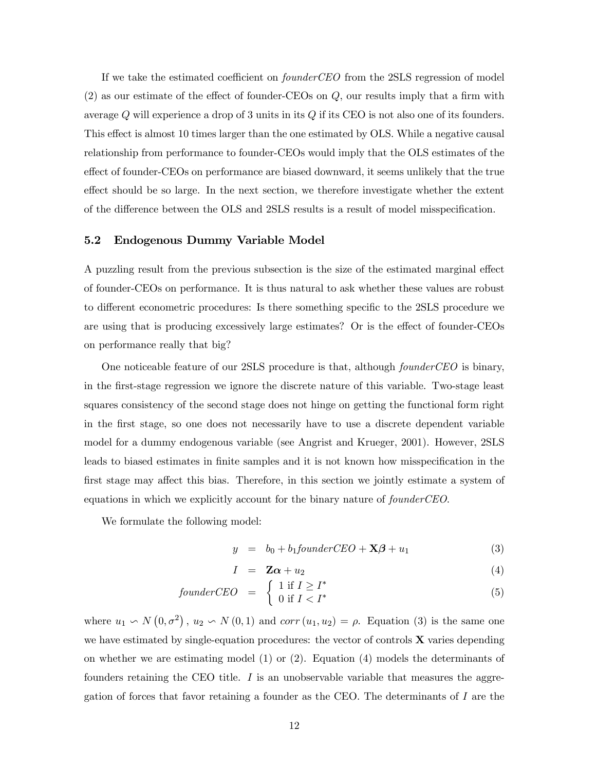If we take the estimated coefficient on *founderCEO* from the 2SLS regression of model (2) as our estimate of the effect of founder-CEOs on $Q$, our results imply that a firm with average $Q$ will experience a drop of 3 units in its $Q$ if its CEO is not also one of its founders. This effect is almost 10 times larger than the one estimated by OLS. While a negative causal relationship from performance to founder-CEOs would imply that the OLS estimates of the effect of founder-CEOs on performance are biased downward, it seems unlikely that the true effect should be so large. In the next section, we therefore investigate whether the extent of the difference between the OLS and 2SLS results is a result of model misspecification.

### 5.2 Endogenous Dummy Variable Model

A puzzling result from the previous subsection is the size of the estimated marginal effect of founder-CEOs on performance. It is thus natural to ask whether these values are robust to different econometric procedures: Is there something specific to the 2SLS procedure we are using that is producing excessively large estimates? Or is the effect of founder-CEOs on performance really that big?

One noticeable feature of our 2SLS procedure is that, although *founderCEO* is binary, in the first-stage regression we ignore the discrete nature of this variable. Two-stage least squares consistency of the second stage does not hinge on getting the functional form right in the first stage, so one does not necessarily have to use a discrete dependent variable model for a dummy endogenous variable (see Angrist and Krueger, 2001). However, 2SLS leads to biased estimates in finite samples and it is not known how misspecification in the first stage may affect this bias. Therefore, in this section we jointly estimate a system of equations in which we explicitly account for the binary nature of *founderCEO*.

We formulate the following model:

$$y = b_0 + b_1 \mathit{founderCEO} + \mathbf{X}\boldsymbol{\beta} + u_1 \tag{3}$$

$$I = \mathbf{Z}\boldsymbol{\alpha} + u_2 \tag{4}$$

$$\mathit{founderCEO} = \begin{cases} 1 \text{ if } I \geq I^* \\ 0 \text{ if } I < I^* \end{cases} \tag{5}$$

where $u_1 \backsim N\left(0, \sigma^2\right)$, $u_2 \backsim N\left(0, 1\right)$ and $corr\left(u_1, u_2\right) = \rho$. Equation (3) is the same one we have estimated by single-equation procedures: the vector of controls $\mathbf{X}$ varies depending on whether we are estimating model (1) or (2). Equation (4) models the determinants of founders retaining the CEO title. $I$ is an unobservable variable that measures the aggregation of forces that favor retaining a founder as the CEO. The determinants of $I$ are the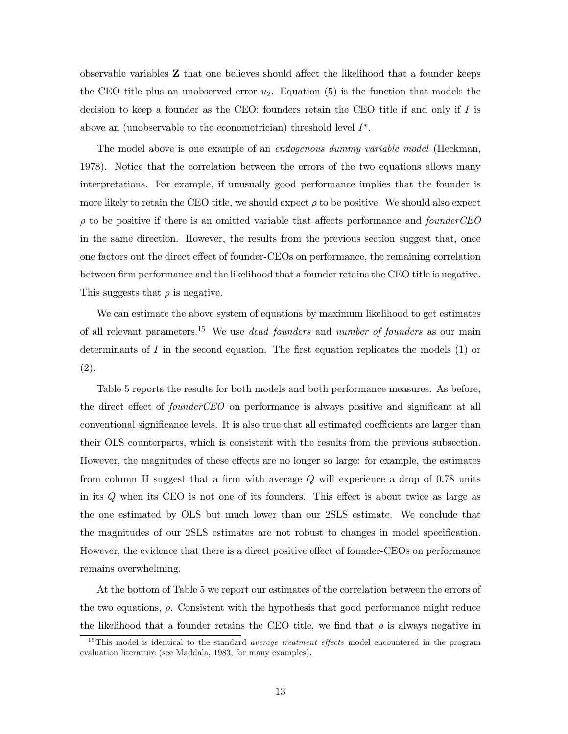observable variables $\mathbf{Z}$ that one believes should affect the likelihood that a founder keeps the CEO title plus an unobserved error $u_2$. Equation (5) is the function that models the decision to keep a founder as the CEO: founders retain the CEO title if and only if $I$ is above an (unobservable to the econometrician) threshold level $I^*$.

The model above is one example of an *endogenous dummy variable model* (Heckman, 1978). Notice that the correlation between the errors of the two equations allows many interpretations. For example, if unusually good performance implies that the founder is more likely to retain the CEO title, we should expect $\rho$ to be positive. We should also expect $\rho$ to be positive if there is an omitted variable that affects performance and *founderCEO* in the same direction. However, the results from the previous section suggest that, once one factors out the direct effect of founder-CEOs on performance, the remaining correlation between firm performance and the likelihood that a founder retains the CEO title is negative. This suggests that $\rho$ is negative.

We can estimate the above system of equations by maximum likelihood to get estimates of all relevant parameters.[15] We use *dead founders* and *number of founders* as our main determinants of $I$ in the second equation. The first equation replicates the models (1) or (2).

Table 5 reports the results for both models and both performance measures. As before, the direct effect of *founderCEO* on performance is always positive and significant at all conventional significance levels. It is also true that all estimated coefficients are larger than their OLS counterparts, which is consistent with the results from the previous subsection. However, the magnitudes of these effects are no longer so large: for example, the estimates from column II suggest that a firm with average $Q$ will experience a drop of 0.78 units in its $Q$ when its CEO is not one of its founders. This effect is about twice as large as the one estimated by OLS but much lower than our 2SLS estimate. We conclude that the magnitudes of our 2SLS estimates are not robust to changes in model specification. However, the evidence that there is a direct positive effect of founder-CEOs on performance remains overwhelming.

At the bottom of Table 5 we report our estimates of the correlation between the errors of the two equations, $\rho$. Consistent with the hypothesis that good performance might reduce the likelihood that a founder retains the CEO title, we find that $\rho$ is always negative in

[15] This model is identical to the standard *average treatment effects* model encountered in the program evaluation literature (see Maddala, 1983, for many examples).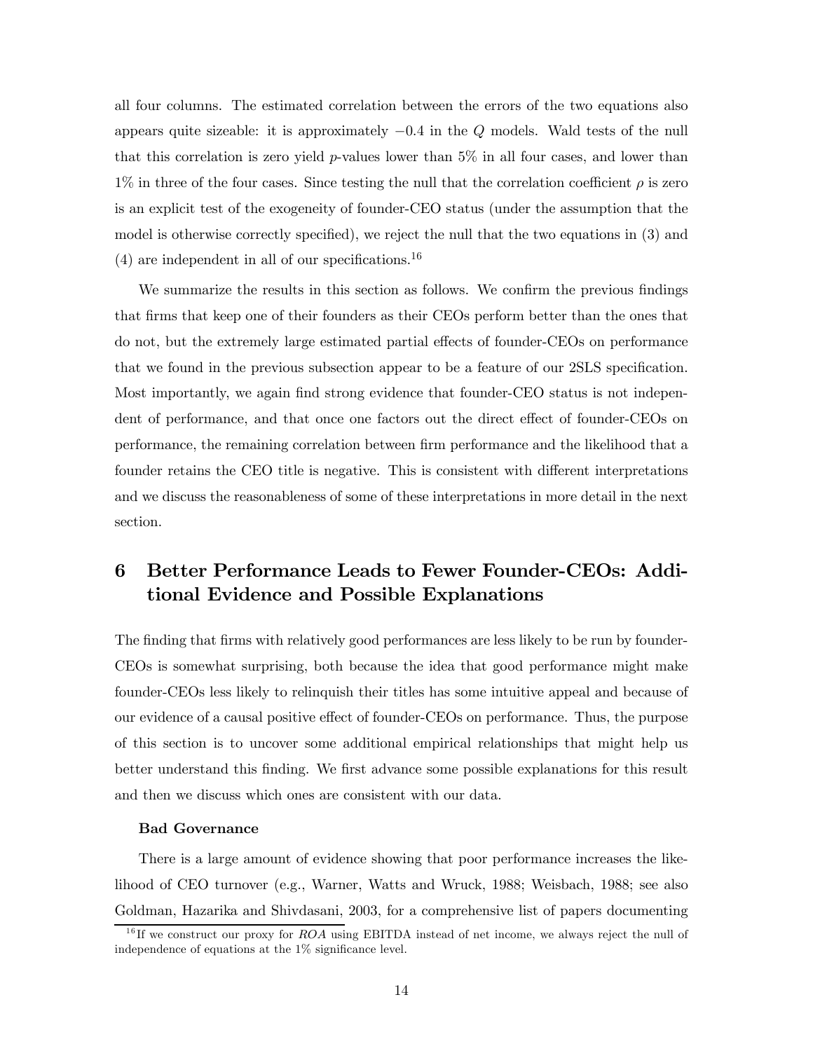all four columns. The estimated correlation between the errors of the two equations also appears quite sizeable: it is approximately $-0.4$ in the $Q$ models. Wald tests of the null that this correlation is zero yield $p$-values lower than 5% in all four cases, and lower than 1% in three of the four cases. Since testing the null that the correlation coefficient $\rho$ is zero is an explicit test of the exogeneity of founder-CEO status (under the assumption that the model is otherwise correctly specified), we reject the null that the two equations in (3) and (4) are independent in all of our specifications.[16]

We summarize the results in this section as follows. We confirm the previous findings that firms that keep one of their founders as their CEOs perform better than the ones that do not, but the extremely large estimated partial effects of founder-CEOs on performance that we found in the previous subsection appear to be a feature of our 2SLS specification. Most importantly, we again find strong evidence that founder-CEO status is not independent of performance, and that once one factors out the direct effect of founder-CEOs on performance, the remaining correlation between firm performance and the likelihood that a founder retains the CEO title is negative. This is consistent with different interpretations and we discuss the reasonableness of some of these interpretations in more detail in the next section.

# 6 Better Performance Leads to Fewer Founder-CEOs: Additional Evidence and Possible Explanations

The finding that firms with relatively good performances are less likely to be run by founder-CEOs is somewhat surprising, both because the idea that good performance might make founder-CEOs less likely to relinquish their titles has some intuitive appeal and because of our evidence of a causal positive effect of founder-CEOs on performance. Thus, the purpose of this section is to uncover some additional empirical relationships that might help us better understand this finding. We first advance some possible explanations for this result and then we discuss which ones are consistent with our data.

**Bad Governance**

There is a large amount of evidence showing that poor performance increases the likelihood of CEO turnover (e.g., Warner, Watts and Wruck, 1988; Weisbach, 1988; see also Goldman, Hazarika and Shivdasani, 2003, for a comprehensive list of papers documenting

[16] If we construct our proxy for *ROA* using EBITDA instead of net income, we always reject the null of independence of equations at the 1% significance level.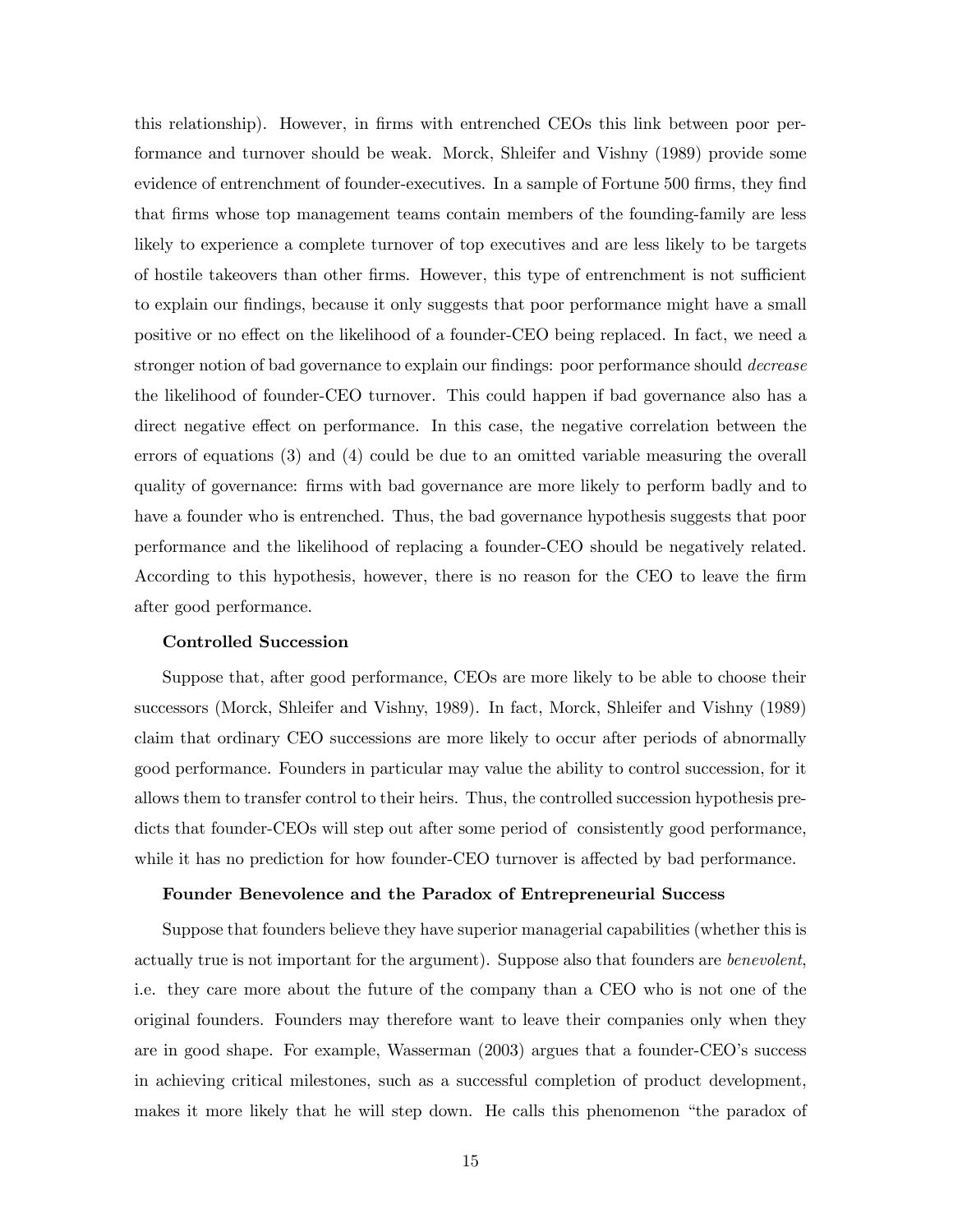this relationship). However, in firms with entrenched CEOs this link between poor performance and turnover should be weak. Morck, Shleifer and Vishny (1989) provide some evidence of entrenchment of founder-executives. In a sample of Fortune 500 firms, they find that firms whose top management teams contain members of the founding-family are less likely to experience a complete turnover of top executives and are less likely to be targets of hostile takeovers than other firms. However, this type of entrenchment is not sufficient to explain our findings, because it only suggests that poor performance might have a small positive or no effect on the likelihood of a founder-CEO being replaced. In fact, we need a stronger notion of bad governance to explain our findings: poor performance should *decrease* the likelihood of founder-CEO turnover. This could happen if bad governance also has a direct negative effect on performance. In this case, the negative correlation between the errors of equations (3) and (4) could be due to an omitted variable measuring the overall quality of governance: firms with bad governance are more likely to perform badly and to have a founder who is entrenched. Thus, the bad governance hypothesis suggests that poor performance and the likelihood of replacing a founder-CEO should be negatively related. According to this hypothesis, however, there is no reason for the CEO to leave the firm after good performance.

**Controlled Succession**

Suppose that, after good performance, CEOs are more likely to be able to choose their successors (Morck, Shleifer and Vishny, 1989). In fact, Morck, Shleifer and Vishny (1989) claim that ordinary CEO successions are more likely to occur after periods of abnormally good performance. Founders in particular may value the ability to control succession, for it allows them to transfer control to their heirs. Thus, the controlled succession hypothesis predicts that founder-CEOs will step out after some period of consistently good performance, while it has no prediction for how founder-CEO turnover is affected by bad performance.

**Founder Benevolence and the Paradox of Entrepreneurial Success**

Suppose that founders believe they have superior managerial capabilities (whether this is actually true is not important for the argument). Suppose also that founders are *benevolent*, i.e. they care more about the future of the company than a CEO who is not one of the original founders. Founders may therefore want to leave their companies only when they are in good shape. For example, Wasserman (2003) argues that a founder-CEO's success in achieving critical milestones, such as a successful completion of product development, makes it more likely that he will step down. He calls this phenomenon "the paradox of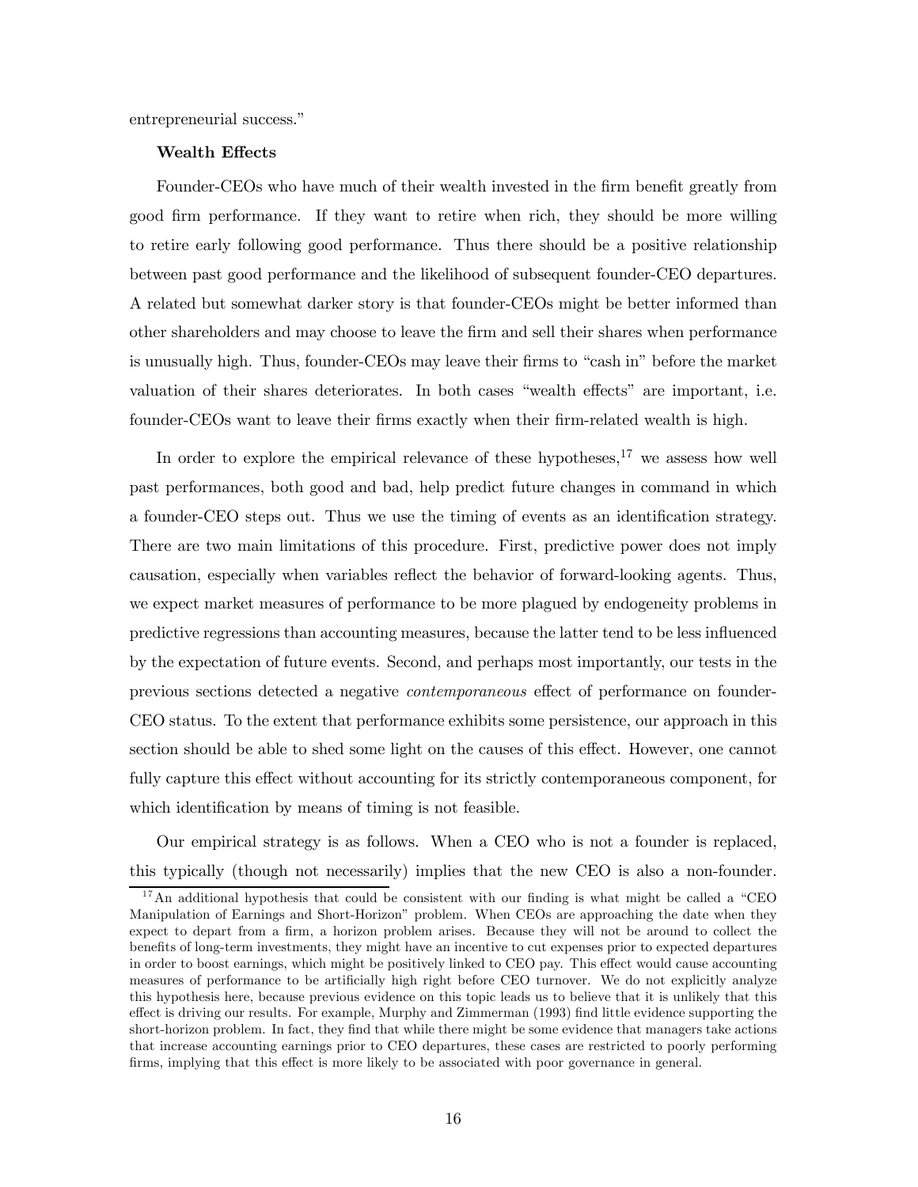entrepreneurial success."

**Wealth Effects**

Founder-CEOs who have much of their wealth invested in the firm benefit greatly from good firm performance. If they want to retire when rich, they should be more willing to retire early following good performance. Thus there should be a positive relationship between past good performance and the likelihood of subsequent founder-CEO departures. A related but somewhat darker story is that founder-CEOs might be better informed than other shareholders and may choose to leave the firm and sell their shares when performance is unusually high. Thus, founder-CEOs may leave their firms to "cash in" before the market valuation of their shares deteriorates. In both cases "wealth effects" are important, i.e. founder-CEOs want to leave their firms exactly when their firm-related wealth is high.

In order to explore the empirical relevance of these hypotheses,[17] we assess how well past performances, both good and bad, help predict future changes in command in which a founder-CEO steps out. Thus we use the timing of events as an identification strategy. There are two main limitations of this procedure. First, predictive power does not imply causation, especially when variables reflect the behavior of forward-looking agents. Thus, we expect market measures of performance to be more plagued by endogeneity problems in predictive regressions than accounting measures, because the latter tend to be less influenced by the expectation of future events. Second, and perhaps most importantly, our tests in the previous sections detected a negative *contemporaneous* effect of performance on founder-CEO status. To the extent that performance exhibits some persistence, our approach in this section should be able to shed some light on the causes of this effect. However, one cannot fully capture this effect without accounting for its strictly contemporaneous component, for which identification by means of timing is not feasible.

Our empirical strategy is as follows. When a CEO who is not a founder is replaced, this typically (though not necessarily) implies that the new CEO is also a non-founder.

[17] An additional hypothesis that could be consistent with our finding is what might be called a "CEO Manipulation of Earnings and Short-Horizon" problem. When CEOs are approaching the date when they expect to depart from a firm, a horizon problem arises. Because they will not be around to collect the benefits of long-term investments, they might have an incentive to cut expenses prior to expected departures in order to boost earnings, which might be positively linked to CEO pay. This effect would cause accounting measures of performance to be artificially high right before CEO turnover. We do not explicitly analyze this hypothesis here, because previous evidence on this topic leads us to believe that it is unlikely that this effect is driving our results. For example, Murphy and Zimmerman (1993) find little evidence supporting the short-horizon problem. In fact, they find that while there might be some evidence that managers take actions that increase accounting earnings prior to CEO departures, these cases are restricted to poorly performing firms, implying that this effect is more likely to be associated with poor governance in general.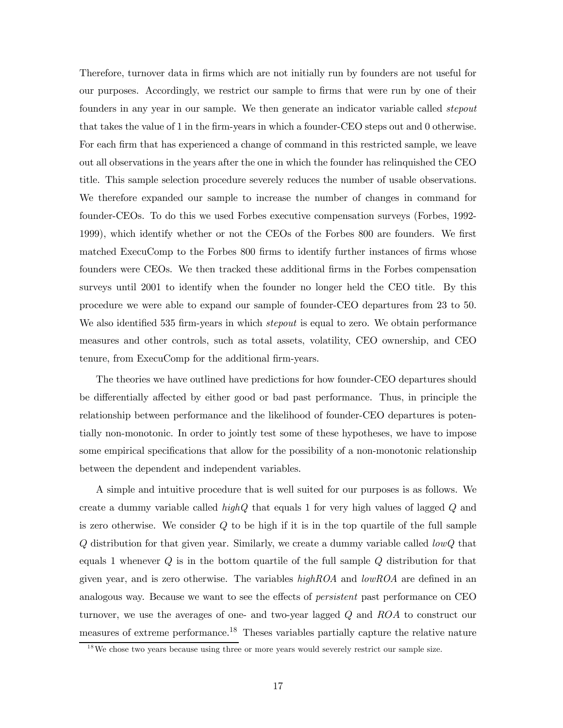Therefore, turnover data in firms which are not initially run by founders are not useful for our purposes. Accordingly, we restrict our sample to firms that were run by one of their founders in any year in our sample. We then generate an indicator variable called *stepout* that takes the value of 1 in the firm-years in which a founder-CEO steps out and 0 otherwise. For each firm that has experienced a change of command in this restricted sample, we leave out all observations in the years after the one in which the founder has relinquished the CEO title. This sample selection procedure severely reduces the number of usable observations. We therefore expanded our sample to increase the number of changes in command for founder-CEOs. To do this we used Forbes executive compensation surveys (Forbes, 1992-1999), which identify whether or not the CEOs of the Forbes 800 are founders. We first matched ExecuComp to the Forbes 800 firms to identify further instances of firms whose founders were CEOs. We then tracked these additional firms in the Forbes compensation surveys until 2001 to identify when the founder no longer held the CEO title. By this procedure we were able to expand our sample of founder-CEO departures from 23 to 50. We also identified 535 firm-years in which *stepout* is equal to zero. We obtain performance measures and other controls, such as total assets, volatility, CEO ownership, and CEO tenure, from ExecuComp for the additional firm-years.

The theories we have outlined have predictions for how founder-CEO departures should be differentially affected by either good or bad past performance. Thus, in principle the relationship between performance and the likelihood of founder-CEO departures is potentially non-monotonic. In order to jointly test some of these hypotheses, we have to impose some empirical specifications that allow for the possibility of a non-monotonic relationship between the dependent and independent variables.

A simple and intuitive procedure that is well suited for our purposes is as follows. We create a dummy variable called $highQ$ that equals 1 for very high values of lagged $Q$ and is zero otherwise. We consider $Q$ to be high if it is in the top quartile of the full sample $Q$ distribution for that given year. Similarly, we create a dummy variable called $lowQ$ that equals 1 whenever $Q$ is in the bottom quartile of the full sample $Q$ distribution for that given year, and is zero otherwise. The variables $highROA$ and $lowROA$ are defined in an analogous way. Because we want to see the effects of *persistent* past performance on CEO turnover, we use the averages of one- and two-year lagged $Q$ and $ROA$ to construct our measures of extreme performance.[18] Theses variables partially capture the relative nature

[18] We chose two years because using three or more years would severely restrict our sample size.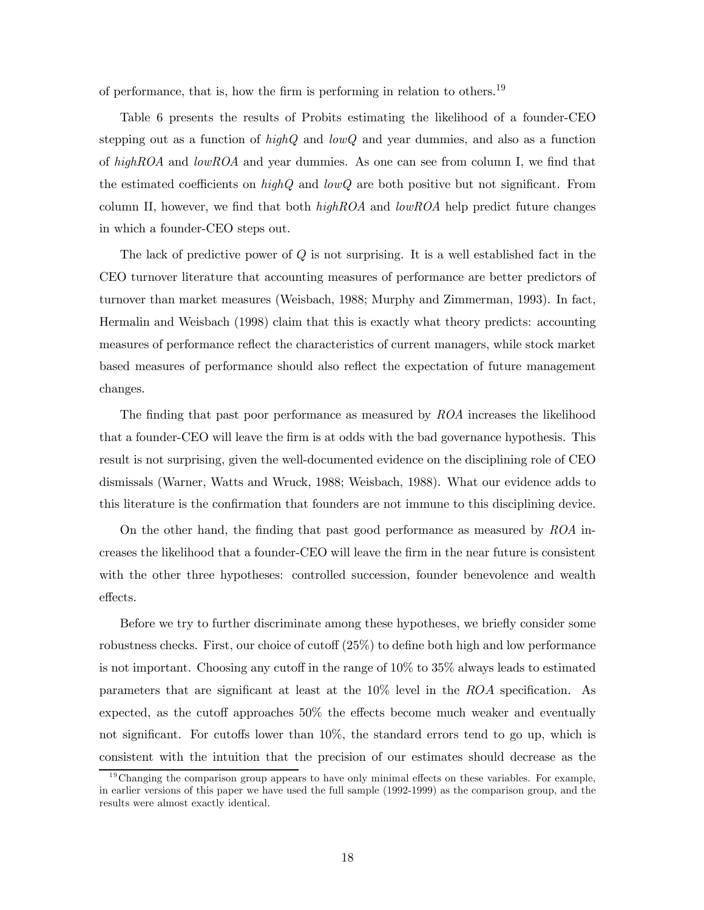of performance, that is, how the firm is performing in relation to others.[19]

Table 6 presents the results of Probits estimating the likelihood of a founder-CEO stepping out as a function of *highQ* and *lowQ* and year dummies, and also as a function of *highROA* and *lowROA* and year dummies. As one can see from column I, we find that the estimated coefficients on *highQ* and *lowQ* are both positive but not significant. From column II, however, we find that both *highROA* and *lowROA* help predict future changes in which a founder-CEO steps out.

The lack of predictive power of $Q$ is not surprising. It is a well established fact in the CEO turnover literature that accounting measures of performance are better predictors of turnover than market measures (Weisbach, 1988; Murphy and Zimmerman, 1993). In fact, Hermalin and Weisbach (1998) claim that this is exactly what theory predicts: accounting measures of performance reflect the characteristics of current managers, while stock market based measures of performance should also reflect the expectation of future management changes.

The finding that past poor performance as measured by *ROA* increases the likelihood that a founder-CEO will leave the firm is at odds with the bad governance hypothesis. This result is not surprising, given the well-documented evidence on the disciplining role of CEO dismissals (Warner, Watts and Wruck, 1988; Weisbach, 1988). What our evidence adds to this literature is the confirmation that founders are not immune to this disciplining device.

On the other hand, the finding that past good performance as measured by *ROA* increases the likelihood that a founder-CEO will leave the firm in the near future is consistent with the other three hypotheses: controlled succession, founder benevolence and wealth effects.

Before we try to further discriminate among these hypotheses, we briefly consider some robustness checks. First, our choice of cutoff (25%) to define both high and low performance is not important. Choosing any cutoff in the range of 10% to 35% always leads to estimated parameters that are significant at least at the 10% level in the *ROA* specification. As expected, as the cutoff approaches 50% the effects become much weaker and eventually not significant. For cutoffs lower than 10%, the standard errors tend to go up, which is consistent with the intuition that the precision of our estimates should decrease as the

[19] Changing the comparison group appears to have only minimal effects on these variables. For example, in earlier versions of this paper we have used the full sample (1992-1999) as the comparison group, and the results were almost exactly identical.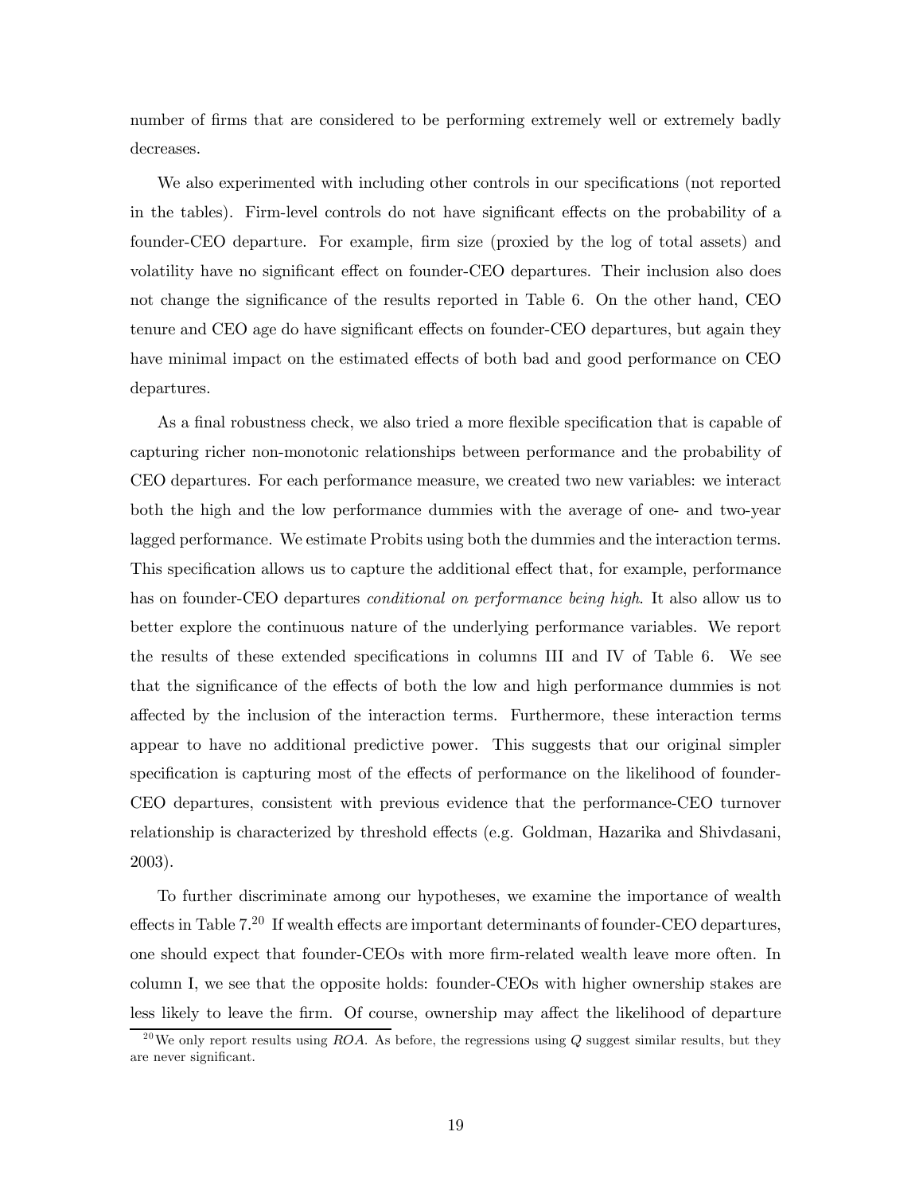number of firms that are considered to be performing extremely well or extremely badly decreases.

We also experimented with including other controls in our specifications (not reported in the tables). Firm-level controls do not have significant effects on the probability of a founder-CEO departure. For example, firm size (proxied by the log of total assets) and volatility have no significant effect on founder-CEO departures. Their inclusion also does not change the significance of the results reported in Table 6. On the other hand, CEO tenure and CEO age do have significant effects on founder-CEO departures, but again they have minimal impact on the estimated effects of both bad and good performance on CEO departures.

As a final robustness check, we also tried a more flexible specification that is capable of capturing richer non-monotonic relationships between performance and the probability of CEO departures. For each performance measure, we created two new variables: we interact both the high and the low performance dummies with the average of one- and two-year lagged performance. We estimate Probits using both the dummies and the interaction terms. This specification allows us to capture the additional effect that, for example, performance has on founder-CEO departures *conditional on performance being high*. It also allow us to better explore the continuous nature of the underlying performance variables. We report the results of these extended specifications in columns III and IV of Table 6. We see that the significance of the effects of both the low and high performance dummies is not affected by the inclusion of the interaction terms. Furthermore, these interaction terms appear to have no additional predictive power. This suggests that our original simpler specification is capturing most of the effects of performance on the likelihood of founder-CEO departures, consistent with previous evidence that the performance-CEO turnover relationship is characterized by threshold effects (e.g. Goldman, Hazarika and Shivdasani, 2003).

To further discriminate among our hypotheses, we examine the importance of wealth effects in Table 7.[20] If wealth effects are important determinants of founder-CEO departures, one should expect that founder-CEOs with more firm-related wealth leave more often. In column I, we see that the opposite holds: founder-CEOs with higher ownership stakes are less likely to leave the firm. Of course, ownership may affect the likelihood of departure

[20] We only report results using $ROA$. As before, the regressions using $Q$ suggest similar results, but they are never significant.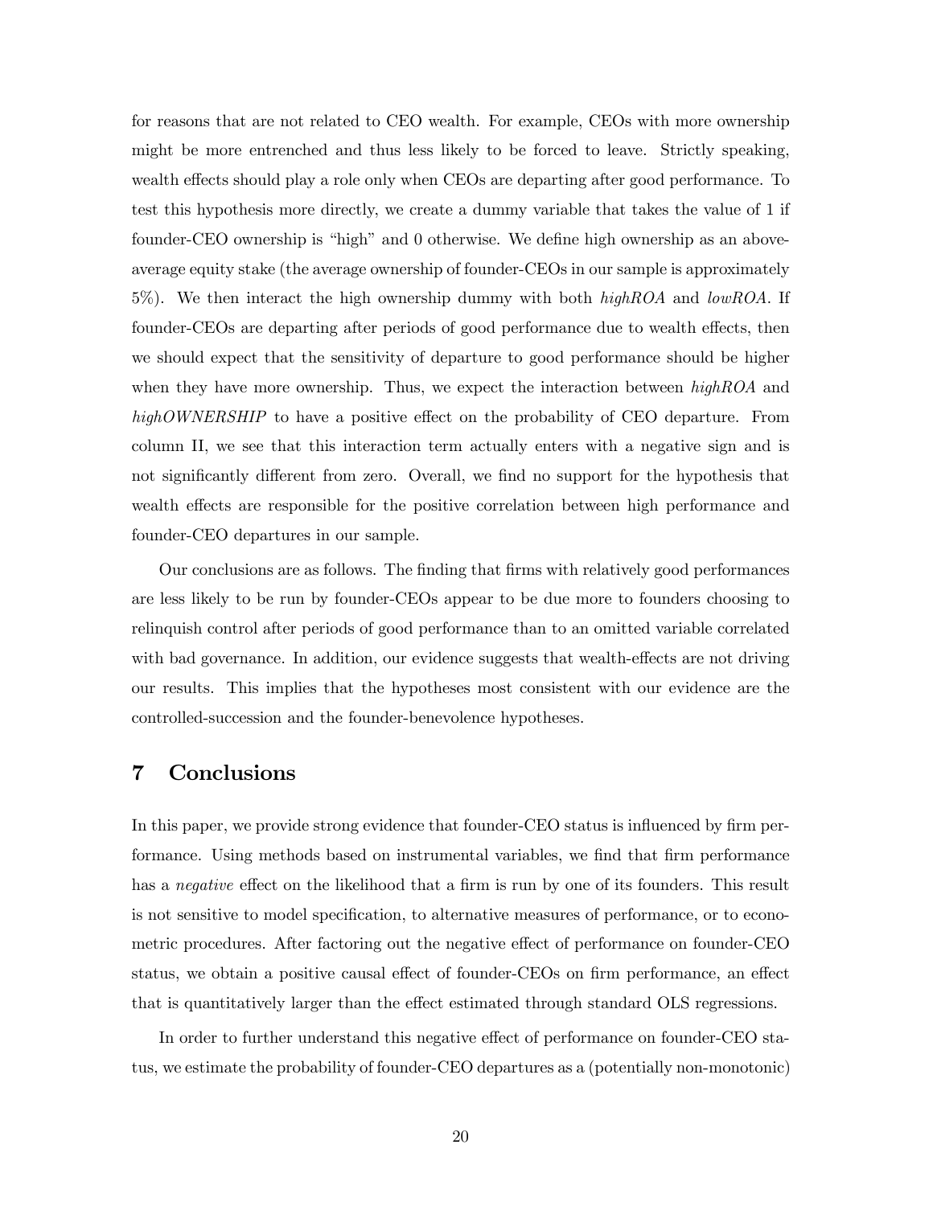for reasons that are not related to CEO wealth. For example, CEOs with more ownership might be more entrenched and thus less likely to be forced to leave. Strictly speaking, wealth effects should play a role only when CEOs are departing after good performance. To test this hypothesis more directly, we create a dummy variable that takes the value of 1 if founder-CEO ownership is "high" and 0 otherwise. We define high ownership as an above-average equity stake (the average ownership of founder-CEOs in our sample is approximately 5%). We then interact the high ownership dummy with both *highROA* and *lowROA*. If founder-CEOs are departing after periods of good performance due to wealth effects, then we should expect that the sensitivity of departure to good performance should be higher when they have more ownership. Thus, we expect the interaction between *highROA* and *highOWNERSHIP* to have a positive effect on the probability of CEO departure. From column II, we see that this interaction term actually enters with a negative sign and is not significantly different from zero. Overall, we find no support for the hypothesis that wealth effects are responsible for the positive correlation between high performance and founder-CEO departures in our sample.

Our conclusions are as follows. The finding that firms with relatively good performances are less likely to be run by founder-CEOs appear to be due more to founders choosing to relinquish control after periods of good performance than to an omitted variable correlated with bad governance. In addition, our evidence suggests that wealth-effects are not driving our results. This implies that the hypotheses most consistent with our evidence are the controlled-succession and the founder-benevolence hypotheses.

# 7 Conclusions

In this paper, we provide strong evidence that founder-CEO status is influenced by firm performance. Using methods based on instrumental variables, we find that firm performance has a *negative* effect on the likelihood that a firm is run by one of its founders. This result is not sensitive to model specification, to alternative measures of performance, or to econometric procedures. After factoring out the negative effect of performance on founder-CEO status, we obtain a positive causal effect of founder-CEOs on firm performance, an effect that is quantitatively larger than the effect estimated through standard OLS regressions.

In order to further understand this negative effect of performance on founder-CEO status, we estimate the probability of founder-CEO departures as a (potentially non-monotonic)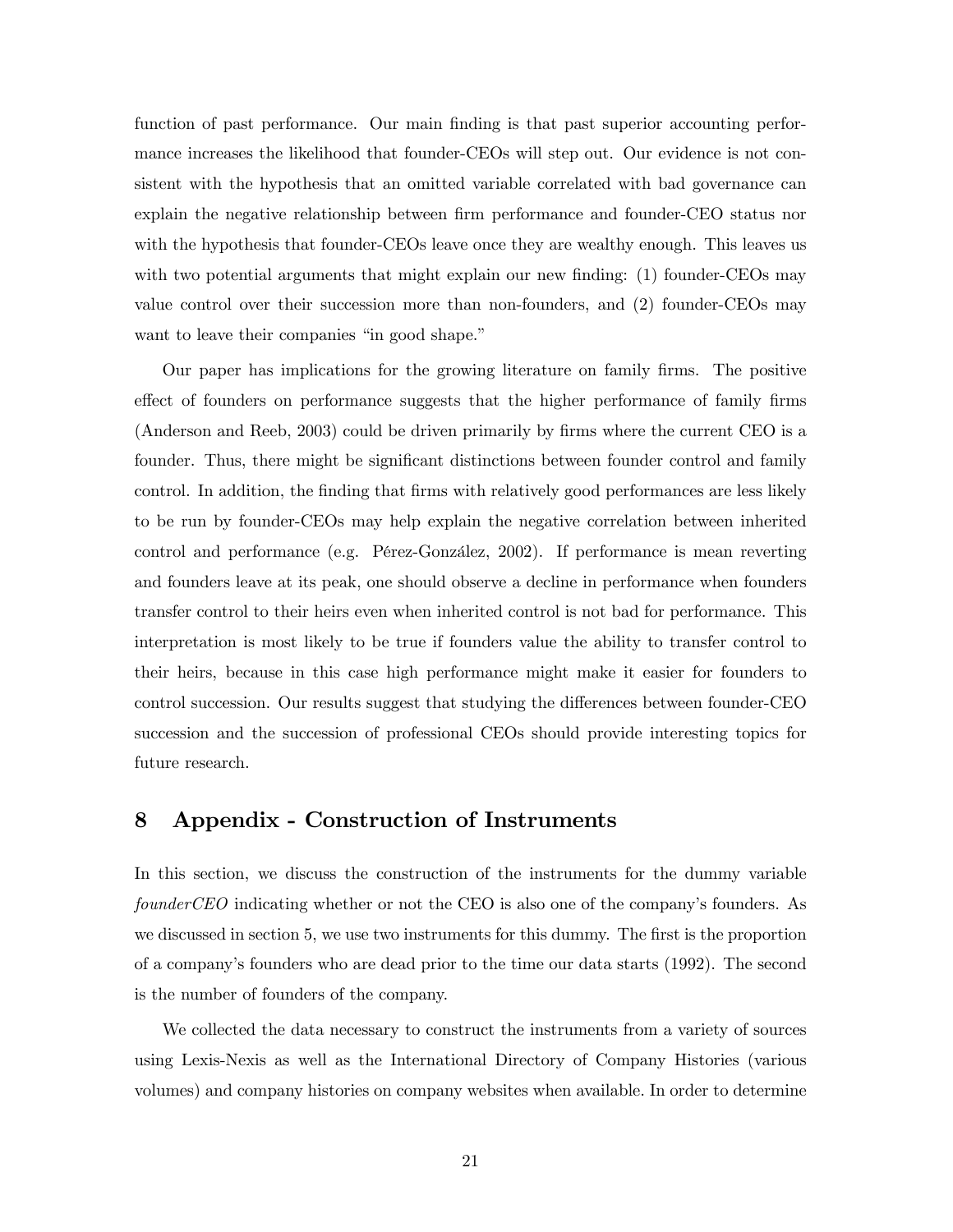function of past performance. Our main finding is that past superior accounting performance increases the likelihood that founder-CEOs will step out. Our evidence is not consistent with the hypothesis that an omitted variable correlated with bad governance can explain the negative relationship between firm performance and founder-CEO status nor with the hypothesis that founder-CEOs leave once they are wealthy enough. This leaves us with two potential arguments that might explain our new finding: (1) founder-CEOs may value control over their succession more than non-founders, and (2) founder-CEOs may want to leave their companies "in good shape."

Our paper has implications for the growing literature on family firms. The positive effect of founders on performance suggests that the higher performance of family firms (Anderson and Reeb, 2003) could be driven primarily by firms where the current CEO is a founder. Thus, there might be significant distinctions between founder control and family control. In addition, the finding that firms with relatively good performances are less likely to be run by founder-CEOs may help explain the negative correlation between inherited control and performance (e.g. Pérez-González, 2002). If performance is mean reverting and founders leave at its peak, one should observe a decline in performance when founders transfer control to their heirs even when inherited control is not bad for performance. This interpretation is most likely to be true if founders value the ability to transfer control to their heirs, because in this case high performance might make it easier for founders to control succession. Our results suggest that studying the differences between founder-CEO succession and the succession of professional CEOs should provide interesting topics for future research.

## 8 Appendix - Construction of Instruments

In this section, we discuss the construction of the instruments for the dummy variable *founderCEO* indicating whether or not the CEO is also one of the company's founders. As we discussed in section 5, we use two instruments for this dummy. The first is the proportion of a company's founders who are dead prior to the time our data starts (1992). The second is the number of founders of the company.

We collected the data necessary to construct the instruments from a variety of sources using Lexis-Nexis as well as the International Directory of Company Histories (various volumes) and company histories on company websites when available. In order to determine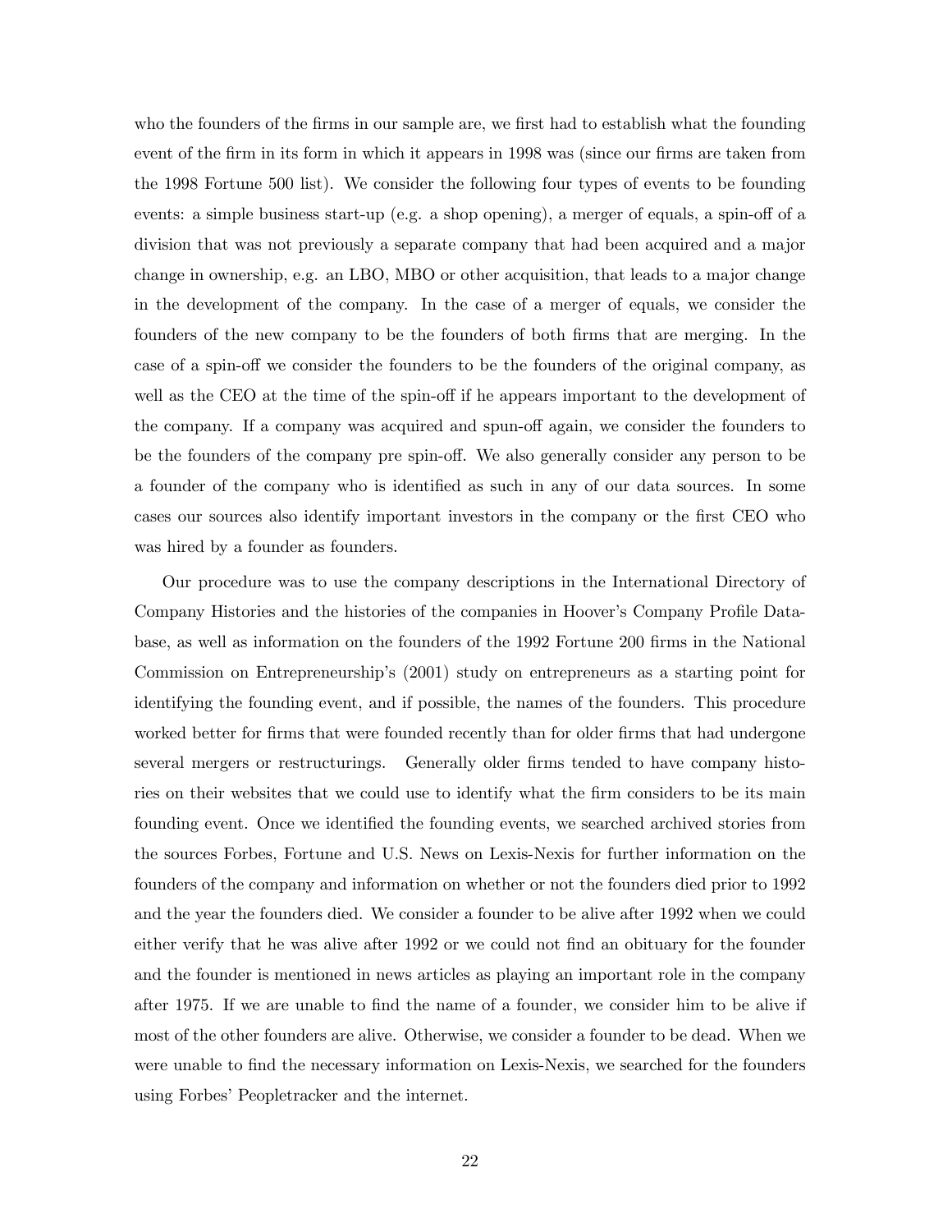who the founders of the firms in our sample are, we first had to establish what the founding event of the firm in its form in which it appears in 1998 was (since our firms are taken from the 1998 Fortune 500 list). We consider the following four types of events to be founding events: a simple business start-up (e.g. a shop opening), a merger of equals, a spin-off of a division that was not previously a separate company that had been acquired and a major change in ownership, e.g. an LBO, MBO or other acquisition, that leads to a major change in the development of the company. In the case of a merger of equals, we consider the founders of the new company to be the founders of both firms that are merging. In the case of a spin-off we consider the founders to be the founders of the original company, as well as the CEO at the time of the spin-off if he appears important to the development of the company. If a company was acquired and spun-off again, we consider the founders to be the founders of the company pre spin-off. We also generally consider any person to be a founder of the company who is identified as such in any of our data sources. In some cases our sources also identify important investors in the company or the first CEO who was hired by a founder as founders.

Our procedure was to use the company descriptions in the International Directory of Company Histories and the histories of the companies in Hoover's Company Profile Database, as well as information on the founders of the 1992 Fortune 200 firms in the National Commission on Entrepreneurship's (2001) study on entrepreneurs as a starting point for identifying the founding event, and if possible, the names of the founders. This procedure worked better for firms that were founded recently than for older firms that had undergone several mergers or restructurings. Generally older firms tended to have company histories on their websites that we could use to identify what the firm considers to be its main founding event. Once we identified the founding events, we searched archived stories from the sources Forbes, Fortune and U.S. News on Lexis-Nexis for further information on the founders of the company and information on whether or not the founders died prior to 1992 and the year the founders died. We consider a founder to be alive after 1992 when we could either verify that he was alive after 1992 or we could not find an obituary for the founder and the founder is mentioned in news articles as playing an important role in the company after 1975. If we are unable to find the name of a founder, we consider him to be alive if most of the other founders are alive. Otherwise, we consider a founder to be dead. When we were unable to find the necessary information on Lexis-Nexis, we searched for the founders using Forbes' Peopletracker and the internet.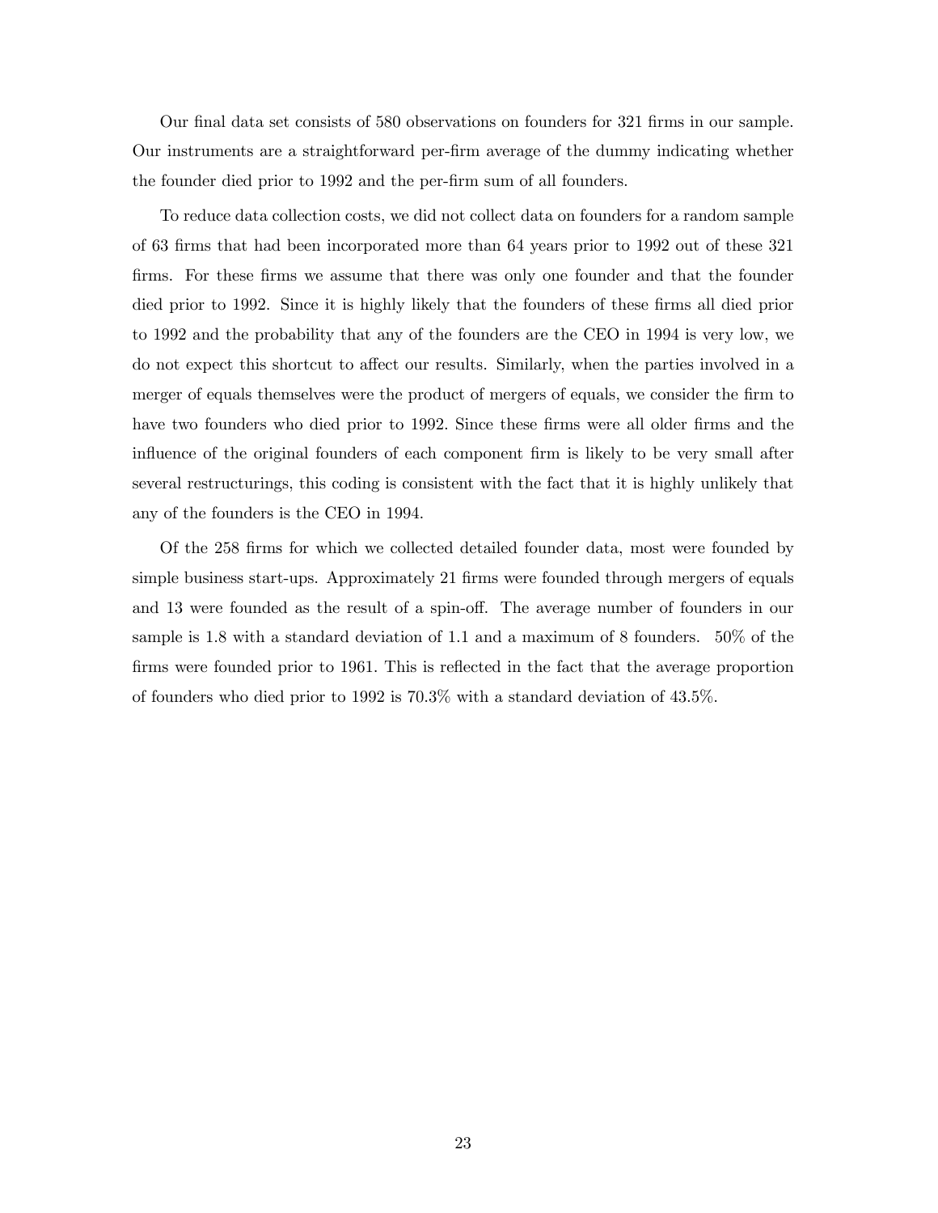Our final data set consists of 580 observations on founders for 321 firms in our sample. Our instruments are a straightforward per-firm average of the dummy indicating whether the founder died prior to 1992 and the per-firm sum of all founders.

To reduce data collection costs, we did not collect data on founders for a random sample of 63 firms that had been incorporated more than 64 years prior to 1992 out of these 321 firms. For these firms we assume that there was only one founder and that the founder died prior to 1992. Since it is highly likely that the founders of these firms all died prior to 1992 and the probability that any of the founders are the CEO in 1994 is very low, we do not expect this shortcut to affect our results. Similarly, when the parties involved in a merger of equals themselves were the product of mergers of equals, we consider the firm to have two founders who died prior to 1992. Since these firms were all older firms and the influence of the original founders of each component firm is likely to be very small after several restructurings, this coding is consistent with the fact that it is highly unlikely that any of the founders is the CEO in 1994.

Of the 258 firms for which we collected detailed founder data, most were founded by simple business start-ups. Approximately 21 firms were founded through mergers of equals and 13 were founded as the result of a spin-off. The average number of founders in our sample is 1.8 with a standard deviation of 1.1 and a maximum of 8 founders. 50% of the firms were founded prior to 1961. This is reflected in the fact that the average proportion of founders who died prior to 1992 is 70.3% with a standard deviation of 43.5%.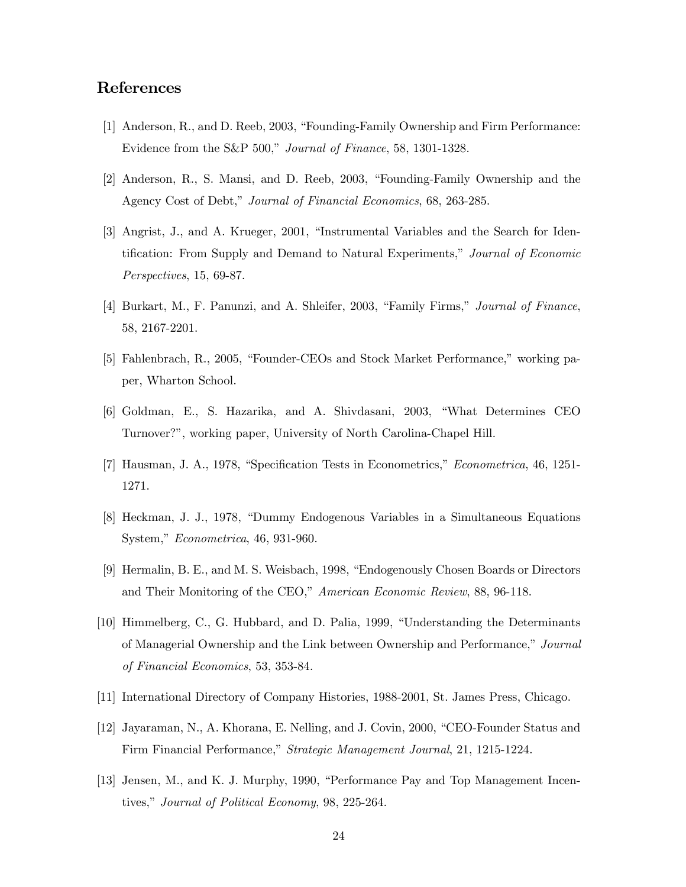## References

[1] Anderson, R., and D. Reeb, 2003, "Founding-Family Ownership and Firm Performance: Evidence from the S&P 500," *Journal of Finance*, 58, 1301-1328.

[2] Anderson, R., S. Mansi, and D. Reeb, 2003, "Founding-Family Ownership and the Agency Cost of Debt," *Journal of Financial Economics*, 68, 263-285.

[3] Angrist, J., and A. Krueger, 2001, "Instrumental Variables and the Search for Identification: From Supply and Demand to Natural Experiments," *Journal of Economic Perspectives*, 15, 69-87.

[4] Burkart, M., F. Panunzi, and A. Shleifer, 2003, "Family Firms," *Journal of Finance*, 58, 2167-2201.

[5] Fahlenbrach, R., 2005, "Founder-CEOs and Stock Market Performance," working paper, Wharton School.

[6] Goldman, E., S. Hazarika, and A. Shivdasani, 2003, "What Determines CEO Turnover?", working paper, University of North Carolina-Chapel Hill.

[7] Hausman, J. A., 1978, "Specification Tests in Econometrics," *Econometrica*, 46, 1251-1271.

[8] Heckman, J. J., 1978, "Dummy Endogenous Variables in a Simultaneous Equations System," *Econometrica*, 46, 931-960.

[9] Hermalin, B. E., and M. S. Weisbach, 1998, "Endogenously Chosen Boards or Directors and Their Monitoring of the CEO," *American Economic Review*, 88, 96-118.

[10] Himmelberg, C., G. Hubbard, and D. Palia, 1999, "Understanding the Determinants of Managerial Ownership and the Link between Ownership and Performance," *Journal of Financial Economics*, 53, 353-84.

[11] International Directory of Company Histories, 1988-2001, St. James Press, Chicago.

[12] Jayaraman, N., A. Khorana, E. Nelling, and J. Covin, 2000, "CEO-Founder Status and Firm Financial Performance," *Strategic Management Journal*, 21, 1215-1224.

[13] Jensen, M., and K. J. Murphy, 1990, "Performance Pay and Top Management Incentives," *Journal of Political Economy*, 98, 225-264.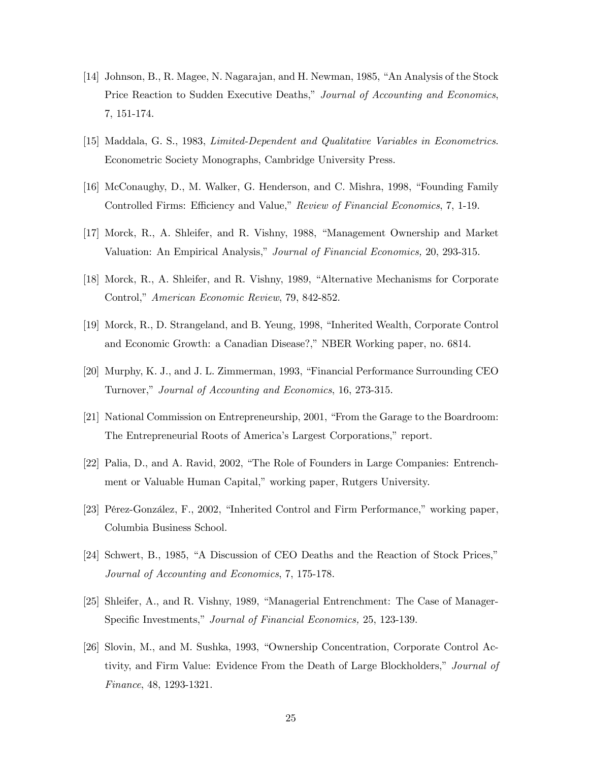[14] Johnson, B., R. Magee, N. Nagarajan, and H. Newman, 1985, "An Analysis of the Stock Price Reaction to Sudden Executive Deaths," *Journal of Accounting and Economics*, 7, 151-174.

[15] Maddala, G. S., 1983, *Limited-Dependent and Qualitative Variables in Econometrics*. Econometric Society Monographs, Cambridge University Press.

[16] McConaughy, D., M. Walker, G. Henderson, and C. Mishra, 1998, "Founding Family Controlled Firms: Efficiency and Value," *Review of Financial Economics*, 7, 1-19.

[17] Morck, R., A. Shleifer, and R. Vishny, 1988, "Management Ownership and Market Valuation: An Empirical Analysis," *Journal of Financial Economics,* 20, 293-315.

[18] Morck, R., A. Shleifer, and R. Vishny, 1989, "Alternative Mechanisms for Corporate Control," *American Economic Review*, 79, 842-852.

[19] Morck, R., D. Strangeland, and B. Yeung, 1998, "Inherited Wealth, Corporate Control and Economic Growth: a Canadian Disease?," NBER Working paper, no. 6814.

[20] Murphy, K. J., and J. L. Zimmerman, 1993, "Financial Performance Surrounding CEO Turnover," *Journal of Accounting and Economics*, 16, 273-315.

[21] National Commission on Entrepreneurship, 2001, "From the Garage to the Boardroom: The Entrepreneurial Roots of America's Largest Corporations," report.

[22] Palia, D., and A. Ravid, 2002, "The Role of Founders in Large Companies: Entrenchment or Valuable Human Capital," working paper, Rutgers University.

[23] Pérez-González, F., 2002, "Inherited Control and Firm Performance," working paper, Columbia Business School.

[24] Schwert, B., 1985, "A Discussion of CEO Deaths and the Reaction of Stock Prices," *Journal of Accounting and Economics*, 7, 175-178.

[25] Shleifer, A., and R. Vishny, 1989, "Managerial Entrenchment: The Case of Manager-Specific Investments," *Journal of Financial Economics,* 25, 123-139.

[26] Slovin, M., and M. Sushka, 1993, "Ownership Concentration, Corporate Control Activity, and Firm Value: Evidence From the Death of Large Blockholders," *Journal of Finance*, 48, 1293-1321.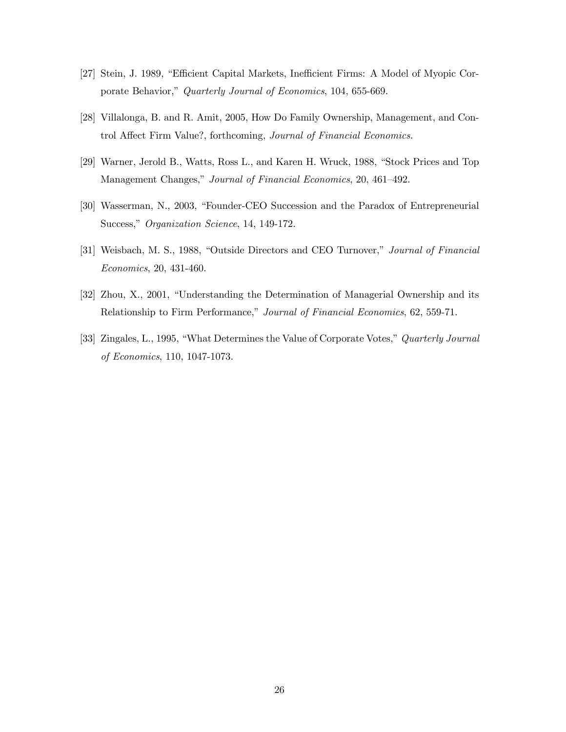[27] Stein, J. 1989, "Efficient Capital Markets, Inefficient Firms: A Model of Myopic Corporate Behavior," *Quarterly Journal of Economics*, 104, 655-669.

[28] Villalonga, B. and R. Amit, 2005, How Do Family Ownership, Management, and Control Affect Firm Value?, forthcoming, *Journal of Financial Economics*.

[29] Warner, Jerold B., Watts, Ross L., and Karen H. Wruck, 1988, "Stock Prices and Top Management Changes," *Journal of Financial Economics*, 20, 461–492.

[30] Wasserman, N., 2003, "Founder-CEO Succession and the Paradox of Entrepreneurial Success," *Organization Science*, 14, 149-172.

[31] Weisbach, M. S., 1988, "Outside Directors and CEO Turnover," *Journal of Financial Economics*, 20, 431-460.

[32] Zhou, X., 2001, "Understanding the Determination of Managerial Ownership and its Relationship to Firm Performance," *Journal of Financial Economics*, 62, 559-71.

[33] Zingales, L., 1995, "What Determines the Value of Corporate Votes," *Quarterly Journal of Economics*, 110, 1047-1073.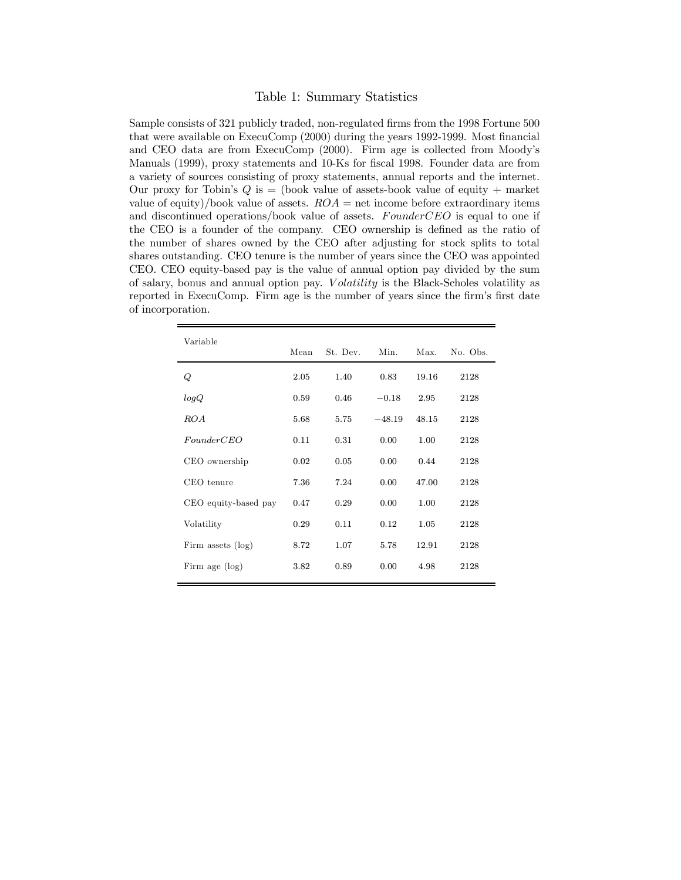# Table 1: Summary Statistics

Sample consists of 321 publicly traded, non-regulated firms from the 1998 Fortune 500 that were available on ExecuComp (2000) during the years 1992-1999. Most financial and CEO data are from ExecuComp (2000). Firm age is collected from Moody's Manuals (1999), proxy statements and 10-Ks for fiscal 1998. Founder data are from a variety of sources consisting of proxy statements, annual reports and the internet. Our proxy for Tobin's $Q$ is = (book value of assets-book value of equity + market value of equity)/book value of assets. $ROA$ = net income before extraordinary items and discontinued operations/book value of assets. $FounderCEO$ is equal to one if the CEO is a founder of the company. CEO ownership is defined as the ratio of the number of shares owned by the CEO after adjusting for stock splits to total shares outstanding. CEO tenure is the number of years since the CEO was appointed CEO. CEO equity-based pay is the value of annual option pay divided by the sum of salary, bonus and annual option pay. $Volatility$ is the Black-Scholes volatility as reported in ExecuComp. Firm age is the number of years since the firm's first date of incorporation.

| Variable | Mean | St. Dev. | Min. | Max. | No. Obs. |
|---|---|---|---|---|---|
| $Q$ | 2.05 | 1.40 | 0.83 | 19.16 | 2128 |
| $logQ$ | 0.59 | 0.46 | −0.18 | 2.95 | 2128 |
| $ROA$ | 5.68 | 5.75 | −48.19 | 48.15 | 2128 |
| $FounderCEO$ | 0.11 | 0.31 | 0.00 | 1.00 | 2128 |
| CEO ownership | 0.02 | 0.05 | 0.00 | 0.44 | 2128 |
| CEO tenure | 7.36 | 7.24 | 0.00 | 47.00 | 2128 |
| CEO equity-based pay | 0.47 | 0.29 | 0.00 | 1.00 | 2128 |
| Volatility | 0.29 | 0.11 | 0.12 | 1.05 | 2128 |
| Firm assets (log) | 8.72 | 1.07 | 5.78 | 12.91 | 2128 |
| Firm age (log) | 3.82 | 0.89 | 0.00 | 4.98 | 2128 |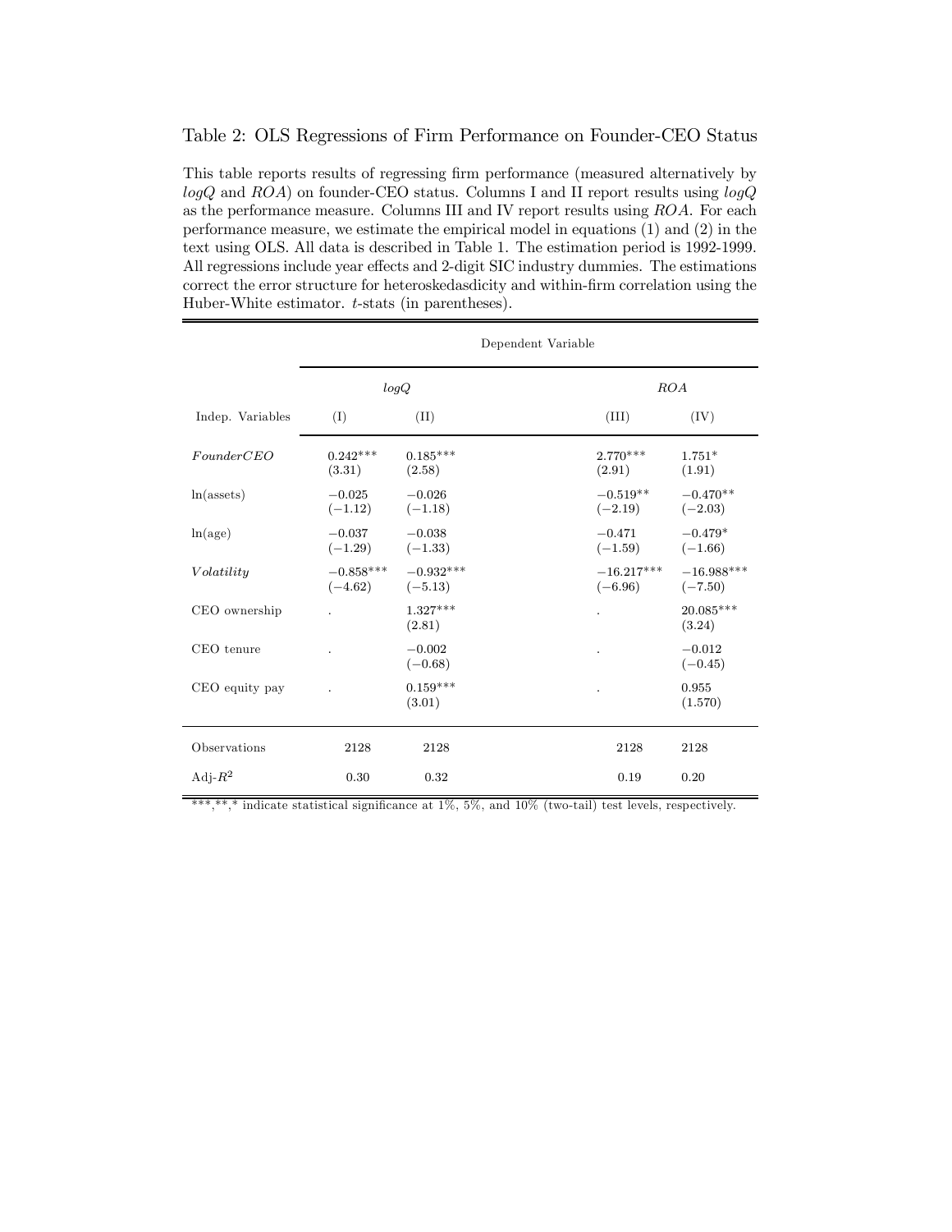## Table 2: OLS Regressions of Firm Performance on Founder-CEO Status

This table reports results of regressing firm performance (measured alternatively by $logQ$ and $ROA$) on founder-CEO status. Columns I and II report results using $logQ$ as the performance measure. Columns III and IV report results using $ROA$. For each performance measure, we estimate the empirical model in equations (1) and (2) in the text using OLS. All data is described in Table 1. The estimation period is 1992-1999. All regressions include year effects and 2-digit SIC industry dummies. The estimations correct the error structure for heteroskedasdicity and within-firm correlation using the Huber-White estimator. $t$-stats (in parentheses).

| | Dependent Variable | | | |
|---|---|---|---|---|
| | $logQ$ | | $ROA$ | |
| Indep. Variables | (I) | (II) | (III) | (IV) |
| $FounderCEO$ | 0.242*** (3.31) | 0.185*** (2.58) | 2.770*** (2.91) | 1.751* (1.91) |
| ln(assets) | −0.025 (−1.12) | −0.026 (−1.18) | −0.519** (−2.19) | −0.470** (−2.03) |
| ln(age) | −0.037 (−1.29) | −0.038 (−1.33) | −0.471 (−1.59) | −0.479* (−1.66) |
| $Volatility$ | −0.858*** (−4.62) | −0.932*** (−5.13) | −16.217*** (−6.96) | −16.988*** (−7.50) |
| CEO ownership | . | 1.327*** (2.81) | . | 20.085*** (3.24) |
| CEO tenure | . | −0.002 (−0.68) | . | −0.012 (−0.45) |
| CEO equity pay | . | 0.159*** (3.01) | . | 0.955 (1.570) |
| Observations | 2128 | 2128 | 2128 | 2128 |
| Adj-$R^2$ | 0.30 | 0.32 | 0.19 | 0.20 |

***,**,* indicate statistical significance at 1%, 5%, and 10% (two-tail) test levels, respectively.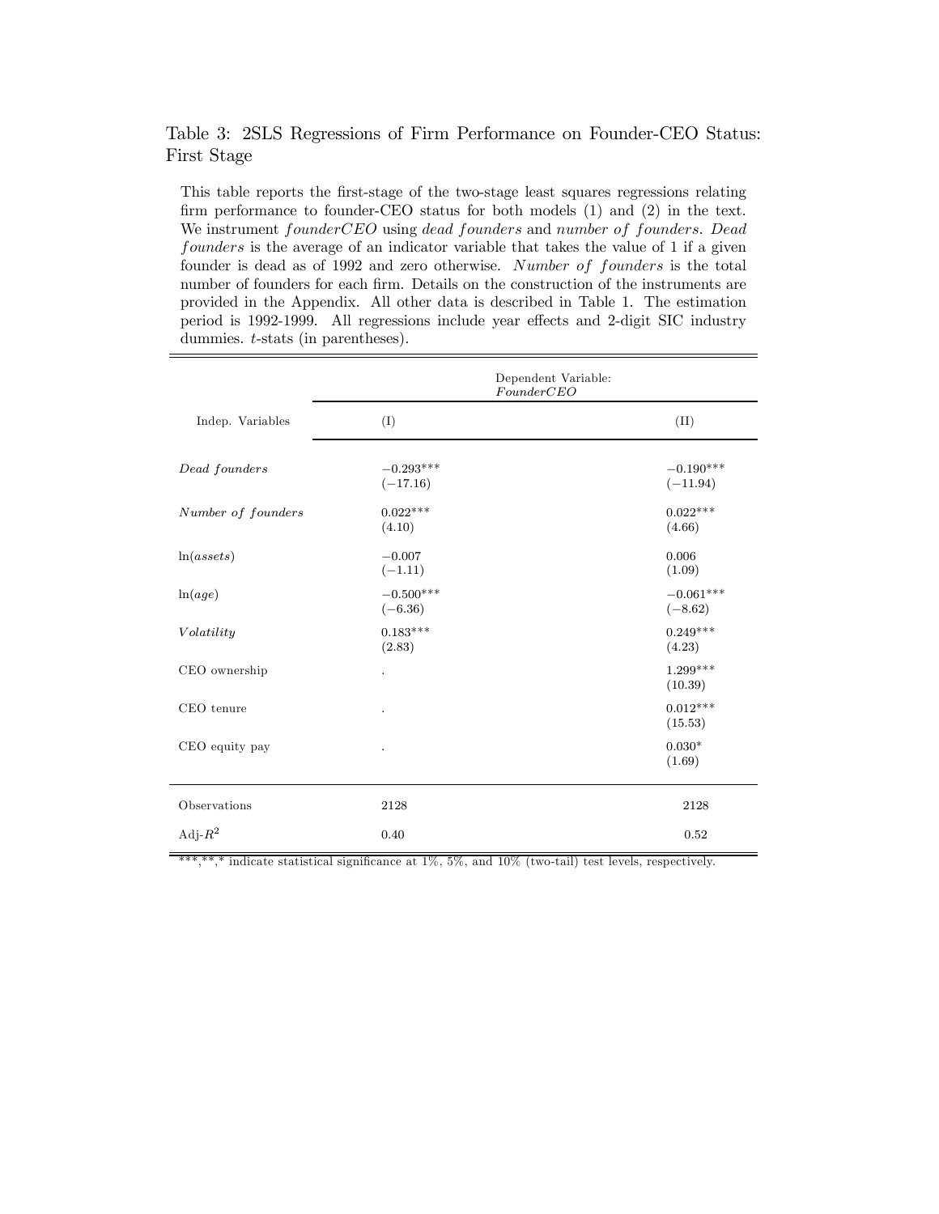Table 3: 2SLS Regressions of Firm Performance on Founder-CEO Status: First Stage

This table reports the first-stage of the two-stage least squares regressions relating firm performance to founder-CEO status for both models (1) and (2) in the text. We instrument *founderCEO* using *dead founders* and *number of founders*. *Dead founders* is the average of an indicator variable that takes the value of 1 if a given founder is dead as of 1992 and zero otherwise. *Number of founders* is the total number of founders for each firm. Details on the construction of the instruments are provided in the Appendix. All other data is described in Table 1. The estimation period is 1992-1999. All regressions include year effects and 2-digit SIC industry dummies. *t*-stats (in parentheses).

| | Dependent Variable: *FounderCEO* | |
|---|---|---|
| Indep. Variables | (I) | (II) |
| *Dead founders* | −0.293*** | −0.190*** |
| | (−17.16) | (−11.94) |
| *Number of founders* | 0.022*** | 0.022*** |
| | (4.10) | (4.66) |
| $\ln(assets)$ | −0.007 | 0.006 |
| | (−1.11) | (1.09) |
| $\ln(age)$ | −0.500*** | −0.061*** |
| | (−6.36) | (−8.62) |
| *Volatility* | 0.183*** | 0.249*** |
| | (2.83) | (4.23) |
| CEO ownership | . | 1.299*** |
| | | (10.39) |
| CEO tenure | . | 0.012*** |
| | | (15.53) |
| CEO equity pay | . | 0.030* |
| | | (1.69) |
| Observations | 2128 | 2128 |
| Adj-$R^2$ | 0.40 | 0.52 |

***,**,* indicate statistical significance at 1%, 5%, and 10% (two-tail) test levels, respectively.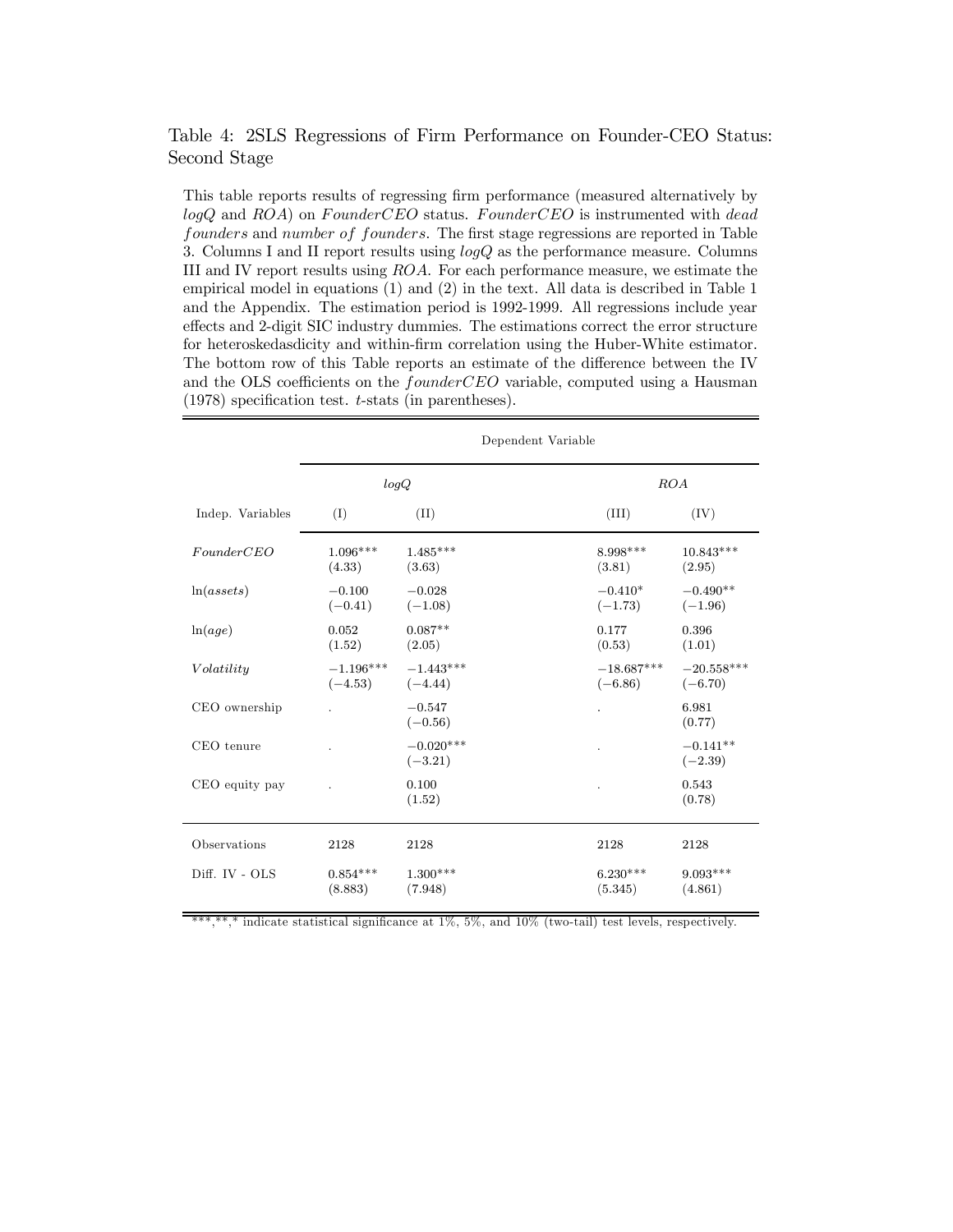Table 4: 2SLS Regressions of Firm Performance on Founder-CEO Status: Second Stage

This table reports results of regressing firm performance (measured alternatively by $logQ$ and $ROA$) on $FounderCEO$ status. $FounderCEO$ is instrumented with $dead\ founders$ and $number\ of\ founders$. The first stage regressions are reported in Table 3. Columns I and II report results using $logQ$ as the performance measure. Columns III and IV report results using $ROA$. For each performance measure, we estimate the empirical model in equations (1) and (2) in the text. All data is described in Table 1 and the Appendix. The estimation period is 1992-1999. All regressions include year effects and 2-digit SIC industry dummies. The estimations correct the error structure for heteroskedasdicity and within-firm correlation using the Huber-White estimator. The bottom row of this Table reports an estimate of the difference between the IV and the OLS coefficients on the $founderCEO$ variable, computed using a Hausman (1978) specification test. $t$-stats (in parentheses).

| | Dependent Variable | | | |
|---|---|---|---|---|
| | $logQ$ | | $ROA$ | |
| Indep. Variables | (I) | (II) | (III) | (IV) |
| $FounderCEO$ | 1.096*** (4.33) | 1.485*** (3.63) | 8.998*** (3.81) | 10.843*** (2.95) |
| $\ln(assets)$ | −0.100 (−0.41) | −0.028 (−1.08) | −0.410* (−1.73) | −0.490** (−1.96) |
| $\ln(age)$ | 0.052 (1.52) | 0.087** (2.05) | 0.177 (0.53) | 0.396 (1.01) |
| $Volatility$ | −1.196*** (−4.53) | −1.443*** (−4.44) | −18.687*** (−6.86) | −20.558*** (−6.70) |
| CEO ownership | . | −0.547 (−0.56) | . | 6.981 (0.77) |
| CEO tenure | . | −0.020*** (−3.21) | . | −0.141** (−2.39) |
| CEO equity pay | . | 0.100 (1.52) | . | 0.543 (0.78) |
| Observations | 2128 | 2128 | 2128 | 2128 |
| Diff. IV - OLS | 0.854*** (8.883) | 1.300*** (7.948) | 6.230*** (5.345) | 9.093*** (4.861) |

***,**,* indicate statistical significance at 1%, 5%, and 10% (two-tail) test levels, respectively.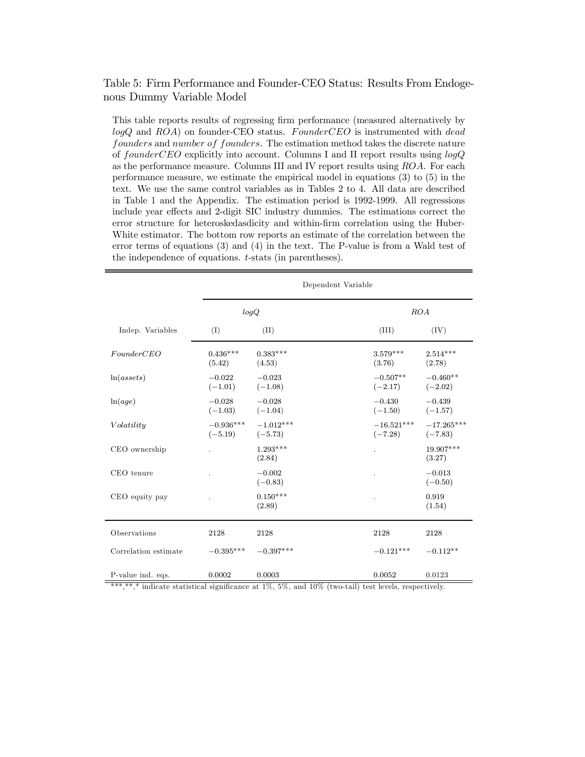Table 5: Firm Performance and Founder-CEO Status: Results From Endogenous Dummy Variable Model

This table reports results of regressing firm performance (measured alternatively by $logQ$ and $ROA$) on founder-CEO status. $FounderCEO$ is instrumented with $dead\ founders$ and $number\ of\ founders$. The estimation method takes the discrete nature of $founderCEO$ explicitly into account. Columns I and II report results using $logQ$ as the performance measure. Columns III and IV report results using $ROA$. For each performance measure, we estimate the empirical model in equations (3) to (5) in the text. We use the same control variables as in Tables 2 to 4. All data are described in Table 1 and the Appendix. The estimation period is 1992-1999. All regressions include year effects and 2-digit SIC industry dummies. The estimations correct the error structure for heteroskedasdicity and within-firm correlation using the Huber-White estimator. The bottom row reports an estimate of the correlation between the error terms of equations (3) and (4) in the text. The P-value is from a Wald test of the independence of equations. $t$-stats (in parentheses).

| | Dependent Variable | | | |
|---|---|---|---|---|
| | $logQ$ | | $ROA$ | |
| Indep. Variables | (I) | (II) | (III) | (IV) |
| $FounderCEO$ | 0.436*** (5.42) | 0.383*** (4.53) | 3.579*** (3.76) | 2.514*** (2.78) |
| ln($assets$) | −0.022 (−1.01) | −0.023 (−1.08) | −0.507** (−2.17) | −0.460** (−2.02) |
| ln($age$) | −0.028 (−1.03) | −0.028 (−1.04) | −0.430 (−1.50) | −0.439 (−1.57) |
| $Volatility$ | −0.936*** (−5.19) | −1.012*** (−5.73) | −16.521*** (−7.28) | −17.265*** (−7.83) |
| CEO ownership | . | 1.293*** (2.84) | . | 19.907*** (3.27) |
| CEO tenure | . | −0.002 (−0.83) | . | −0.013 (−0.50) |
| CEO equity pay | . | 0.150*** (2.89) | . | 0.919 (1.54) |
| Observations | 2128 | 2128 | 2128 | 2128 |
| Correlation estimate | −0.395*** | −0.397*** | −0.121*** | −0.112** |
| P-value ind. eqs. | 0.0002 | 0.0003 | 0.0052 | 0.0123 |

***,**,* indicate statistical significance at 1%, 5%, and 10% (two-tail) test levels, respectively.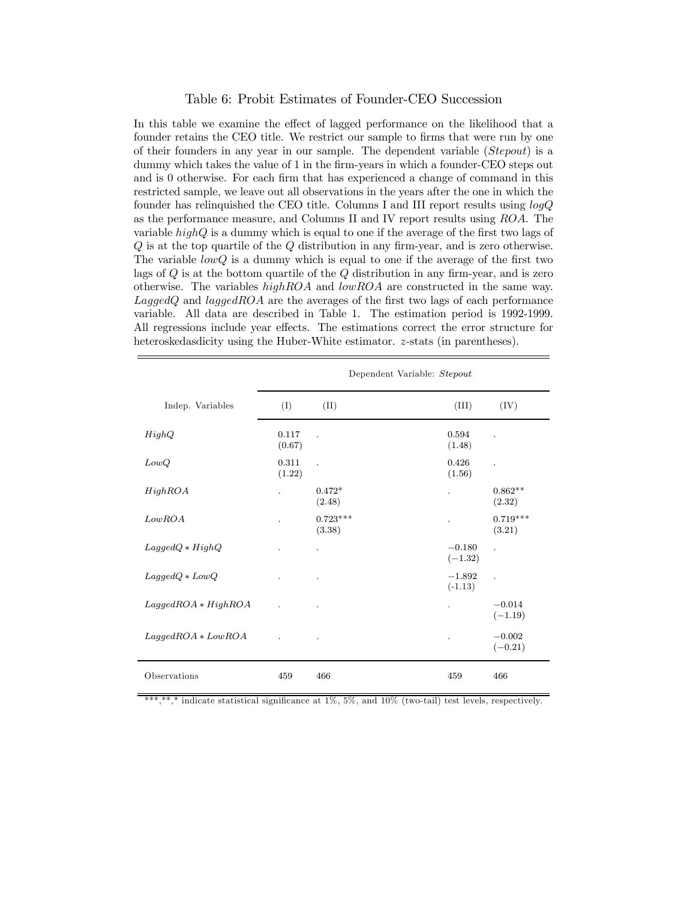# Table 6: Probit Estimates of Founder-CEO Succession

In this table we examine the effect of lagged performance on the likelihood that a founder retains the CEO title. We restrict our sample to firms that were run by one of their founders in any year in our sample. The dependent variable (*Stepout*) is a dummy which takes the value of 1 in the firm-years in which a founder-CEO steps out and is 0 otherwise. For each firm that has experienced a change of command in this restricted sample, we leave out all observations in the years after the one in which the founder has relinquished the CEO title. Columns I and III report results using *logQ* as the performance measure, and Columns II and IV report results using *ROA*. The variable *highQ* is a dummy which is equal to one if the average of the first two lags of $Q$ is at the top quartile of the $Q$ distribution in any firm-year, and is zero otherwise. The variable *lowQ* is a dummy which is equal to one if the average of the first two lags of $Q$ is at the bottom quartile of the $Q$ distribution in any firm-year, and is zero otherwise. The variables *highROA* and *lowROA* are constructed in the same way. *LaggedQ* and *laggedROA* are the averages of the first two lags of each performance variable. All data are described in Table 1. The estimation period is 1992-1999. All regressions include year effects. The estimations correct the error structure for heteroskedasdicity using the Huber-White estimator. $z$-stats (in parentheses).

| | Dependent Variable: *Stepout* | | | |
|---|---|---|---|---|
| Indep. Variables | (I) | (II) | (III) | (IV) |
| *HighQ* | 0.117<br>(0.67) | . | 0.594<br>(1.48) | . |
| *LowQ* | 0.311<br>(1.22) | . | 0.426<br>(1.56) | . |
| *HighROA* | . | 0.472*<br>(2.48) | . | 0.862**<br>(2.32) |
| *LowROA* | . | 0.723***<br>(3.38) | . | 0.719***<br>(3.21) |
| *LaggedQ* * *HighQ* | . | . | −0.180<br>(−1.32) | . |
| *LaggedQ* * *LowQ* | . | . | −1.892<br>(-1.13) | . |
| *LaggedROA* * *HighROA* | . | . | . | −0.014<br>(−1.19) |
| *LaggedROA* * *LowROA* | . | . | . | −0.002<br>(−0.21) |
| Observations | 459 | 466 | 459 | 466 |

***,**,* indicate statistical significance at 1%, 5%, and 10% (two-tail) test levels, respectively.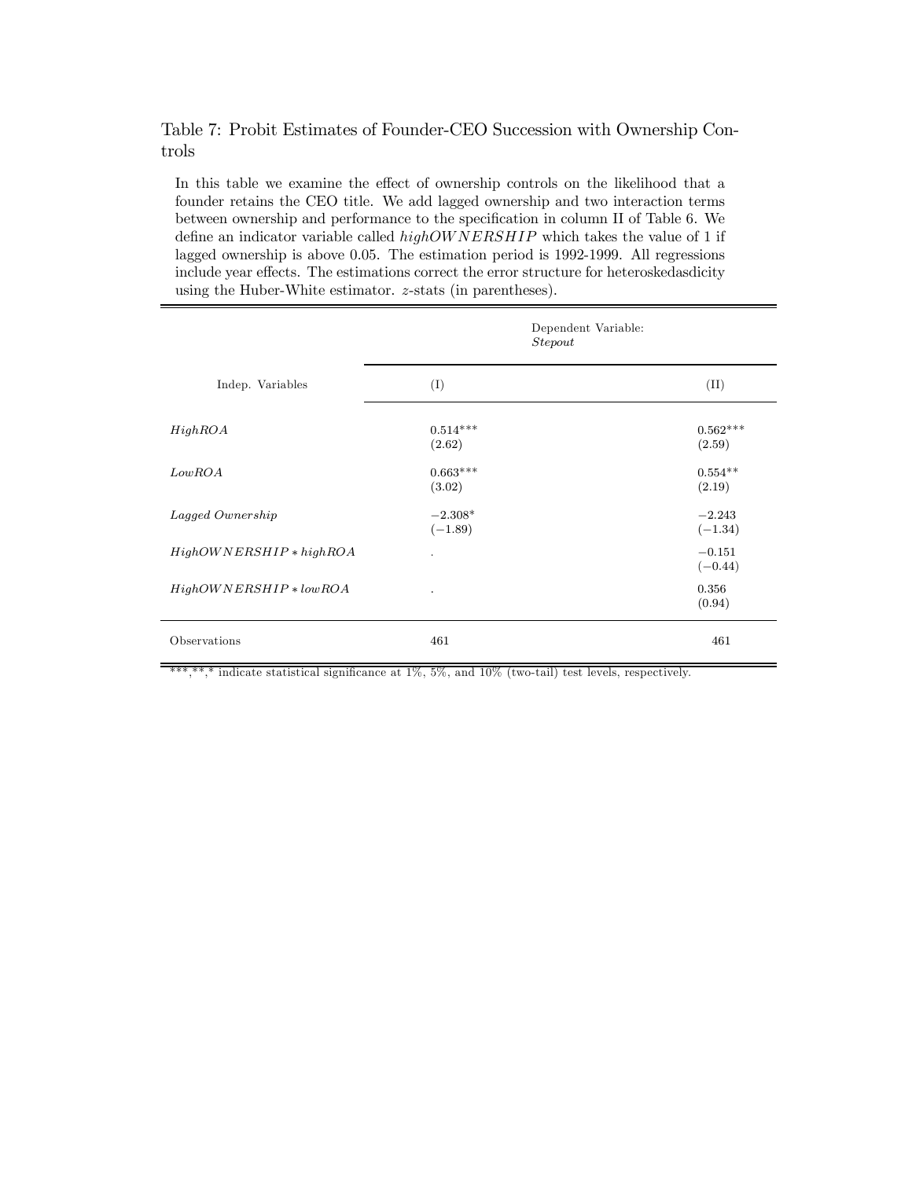Table 7: Probit Estimates of Founder-CEO Succession with Ownership Controls

In this table we examine the effect of ownership controls on the likelihood that a founder retains the CEO title. We add lagged ownership and two interaction terms between ownership and performance to the specification in column II of Table 6. We define an indicator variable called *highOWNERSHIP* which takes the value of 1 if lagged ownership is above 0.05. The estimation period is 1992-1999. All regressions include year effects. The estimations correct the error structure for heteroskedasdicity using the Huber-White estimator. *z*-stats (in parentheses).

| | Dependent Variable: *Stepout* | |
|---|---|---|
| Indep. Variables | (I) | (II) |
| *HighROA* | 0.514*** | 0.562*** |
| | (2.62) | (2.59) |
| *LowROA* | 0.663*** | 0.554** |
| | (3.02) | (2.19) |
| *Lagged Ownership* | −2.308* | −2.243 |
| | (−1.89) | (−1.34) |
| *HighOWNERSHIP * highROA* | . | −0.151 |
| | | (−0.44) |
| *HighOWNERSHIP * lowROA* | . | 0.356 |
| | | (0.94) |
| Observations | 461 | 461 |

***,**,* indicate statistical significance at 1%, 5%, and 10% (two-tail) test levels, respectively.